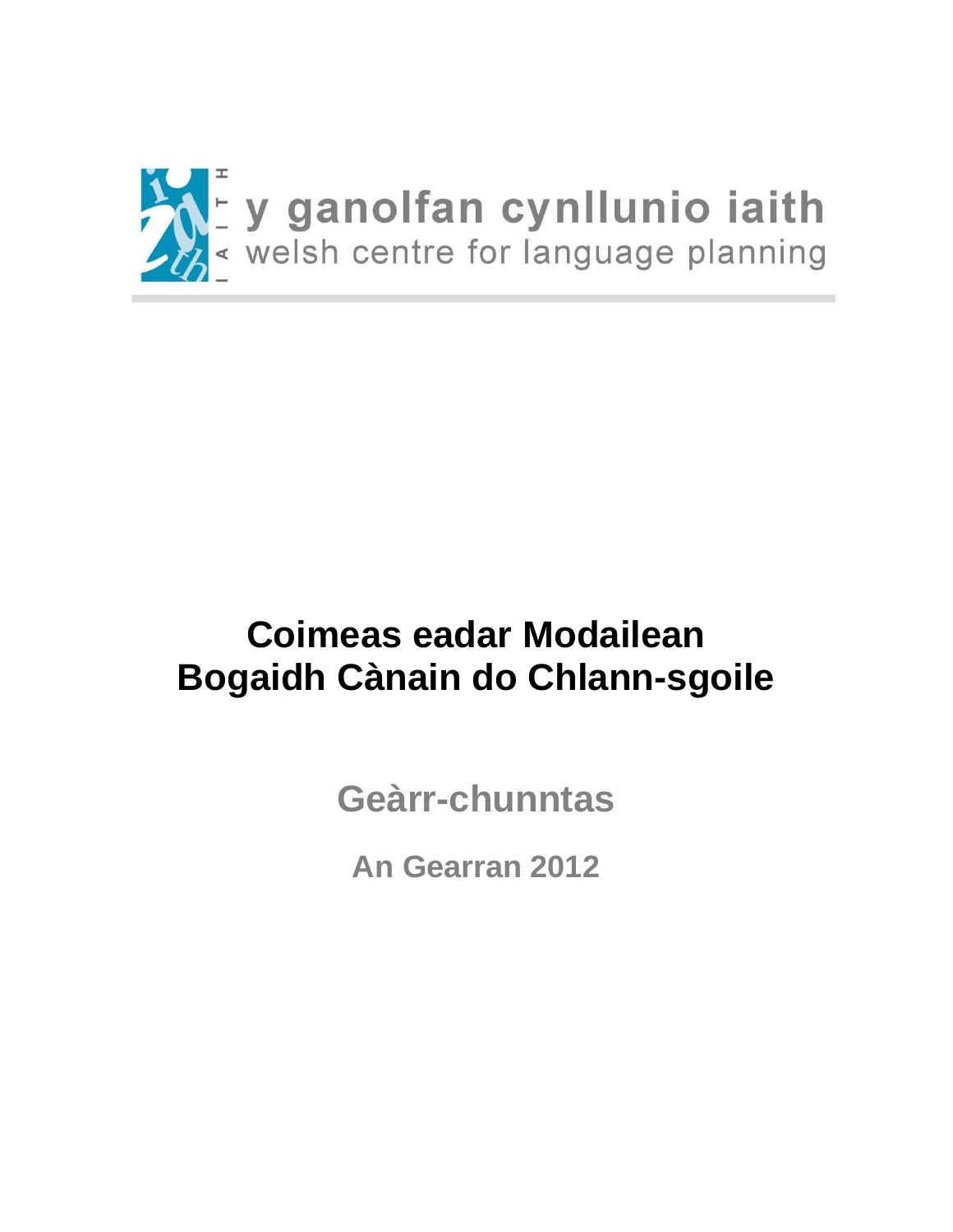y ganolfan cynllunio iaith

welsh centre for language planning

# Coimeas eadar Modailean Bogaidh Cànain do Chlann-sgoile

## Geàrr-chunntas

### An Gearran 2012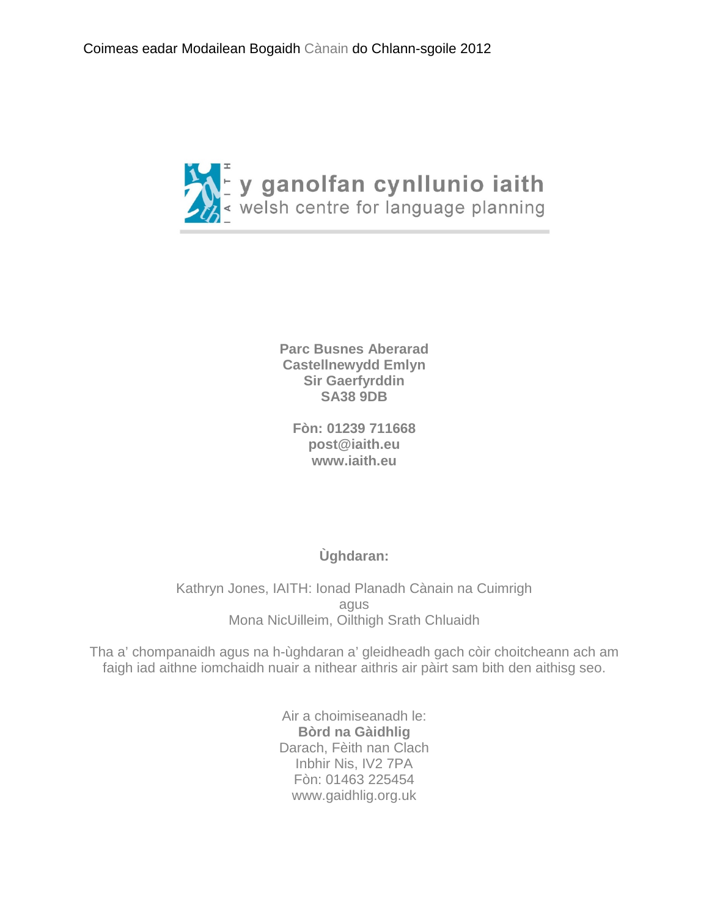y ganolfan cynllunio iaith
welsh centre for language planning

**Parc Busnes Aberarad**
**Castellnewydd Emlyn**
**Sir Gaerfyrddin**
**SA38 9DB**

**Fòn: 01239 711668**
**post@iaith.eu**
**www.iaith.eu**

**Ùghdaran:**

Kathryn Jones, IAITH: Ionad Planadh Cànain na Cuimrigh
agus
Mona NicUilleim, Oilthigh Srath Chluaidh

Tha a' chompanaidh agus na h-ùghdaran a' gleidheadh gach còir choitcheann ach am faigh iad aithne iomchaidh nuair a nithear aithris air pàirt sam bith den aithisg seo.

Air a choimiseanadh le:
**Bòrd na Gàidhlig**
Darach, Fèith nan Clach
Inbhir Nis, IV2 7PA
Fòn: 01463 225454
www.gaidhlig.org.uk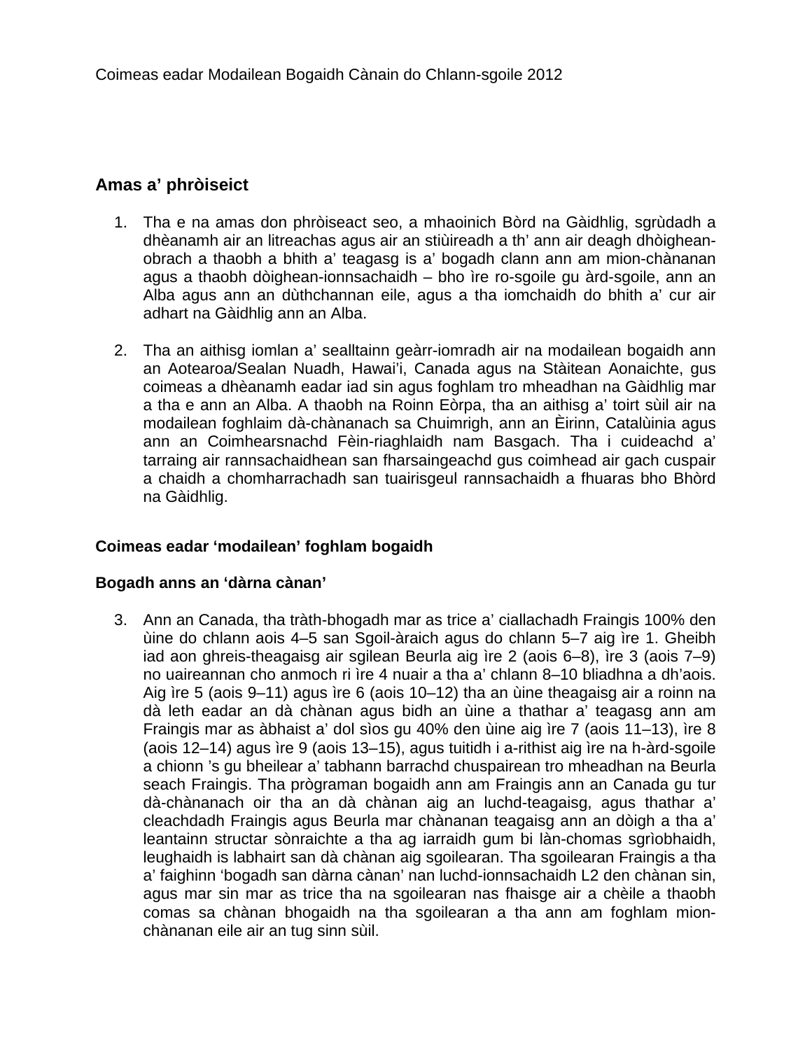Coimeas eadar Modailean Bogaidh Cànain do Chlann-sgoile 2012

## Amas a' phròiseict

1. Tha e na amas don phròiseact seo, a mhaoinich Bòrd na Gàidhlig, sgrùdadh a dhèanamh air an litreachas agus air an stiùireadh a th' ann air deagh dhòighean-obrach a thaobh a bhith a' teagasg is a' bogadh clann ann am mion-chànanan agus a thaobh dòighean-ionnsachaidh – bho ìre ro-sgoile gu àrd-sgoile, ann an Alba agus ann an dùthchannan eile, agus a tha iomchaidh do bhith a' cur air adhart na Gàidhlig ann an Alba.

2. Tha an aithisg iomlan a' sealltainn geàrr-iomradh air na modailean bogaidh ann an Aotearoa/Sealan Nuadh, Hawai'i, Canada agus na Stàitean Aonaichte, gus coimeas a dhèanamh eadar iad sin agus foghlam tro mheadhan na Gàidhlig mar a tha e ann an Alba. A thaobh na Roinn Eòrpa, tha an aithisg a' toirt sùil air na modailean foghlaim dà-chànanach sa Chuimrigh, ann an Èirinn, Catalùinia agus ann an Coimhearsnachd Fèin-riaghlaidh nam Basgach. Tha i cuideachd a' tarraing air rannsachaidhean san fharsaingeachd gus coimhead air gach cuspair a chaidh a chomharrachadh san tuairisgeul rannsachaidh a fhuaras bho Bhòrd na Gàidhlig.

### Coimeas eadar 'modailean' foghlam bogaidh

### Bogadh anns an 'dàrna cànan'

3. Ann an Canada, tha tràth-bhogadh mar as trice a' ciallachadh Fraingis 100% den ùine do chlann aois 4–5 san Sgoil-àraich agus do chlann 5–7 aig ìre 1. Gheibh iad aon ghreis-theagaisg air sgilean Beurla aig ìre 2 (aois 6–8), ìre 3 (aois 7–9) no uaireannan cho anmoch ri ìre 4 nuair a tha a' chlann 8–10 bliadhna a dh'aois. Aig ìre 5 (aois 9–11) agus ìre 6 (aois 10–12) tha an ùine theagaisg air a roinn na dà leth eadar an dà chànan agus bidh an ùine a thathar a' teagasg ann am Fraingis mar as àbhaist a' dol sìos gu 40% den ùine aig ìre 7 (aois 11–13), ìre 8 (aois 12–14) agus ìre 9 (aois 13–15), agus tuitidh i a-rithist aig ìre na h-àrd-sgoile a chionn 's gu bheilear a' tabhann barrachd chuspairean tro mheadhan na Beurla seach Fraingis. Tha prògraman bogaidh ann am Fraingis ann an Canada gu tur dà-chànanach oir tha an dà chànan aig an luchd-teagaisg, agus thathar a' cleachdadh Fraingis agus Beurla mar chànanan teagaisg ann an dòigh a tha a' leantainn structar sònraichte a tha ag iarraidh gum bi làn-chomas sgrìobhaidh, leughaidh is labhairt san dà chànan aig sgoilearan. Tha sgoilearan Fraingis a tha a' faighinn 'bogadh san dàrna cànan' nan luchd-ionnsachaidh L2 den chànan sin, agus mar sin mar as trice tha na sgoilearan nas fhaisge air a chèile a thaobh comas sa chànan bhogaidh na tha sgoilearan a tha ann am foghlam mion-chànanan eile air an tug sinn sùil.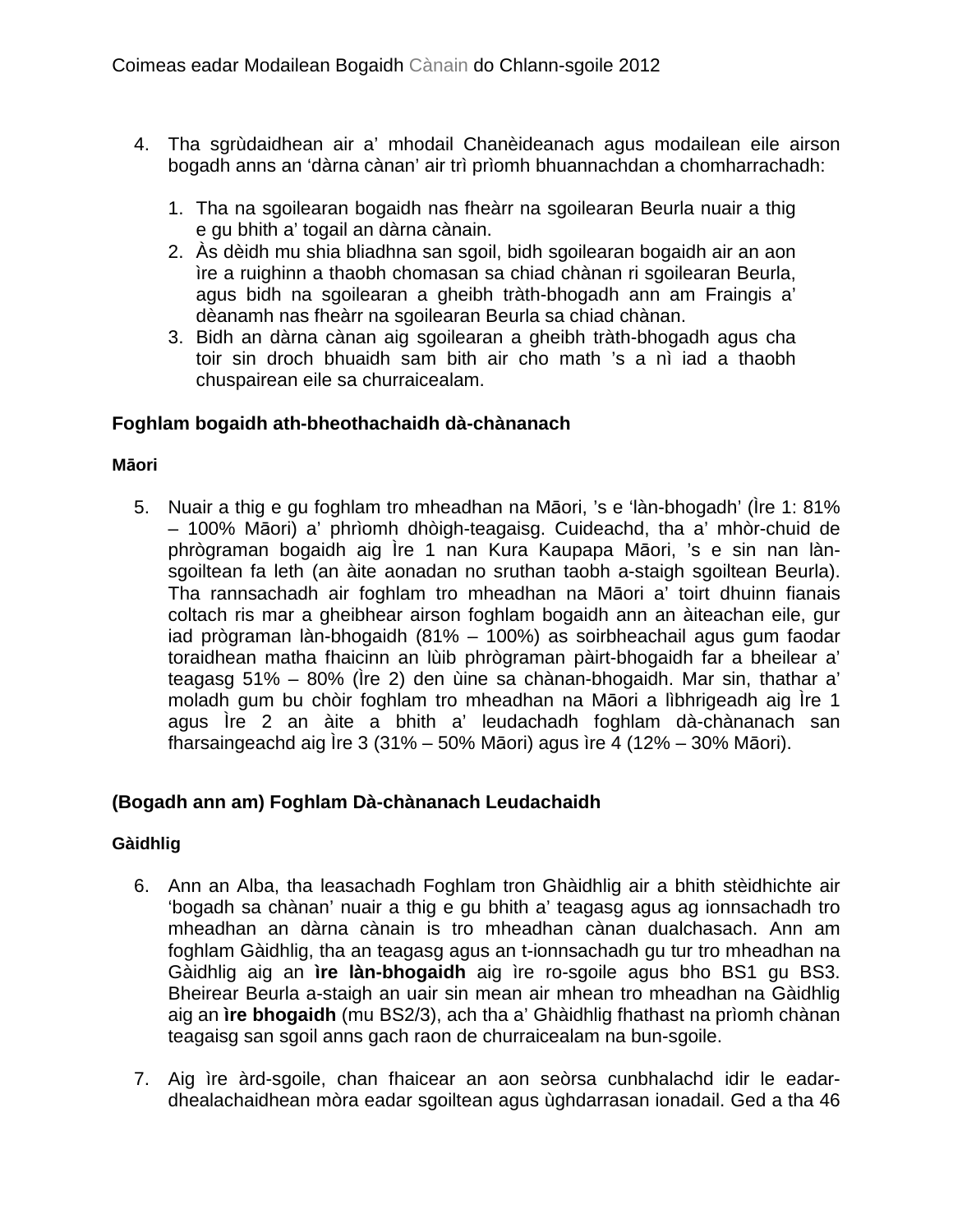4. Tha sgrùdaidhean air a' mhodail Chanèideanach agus modailean eile airson bogadh anns an 'dàrna cànan' air trì prìomh bhuannachdan a chomharrachadh:

   1. Tha na sgoilearan bogaidh nas fheàrr na sgoilearan Beurla nuair a thig e gu bhith a' togail an dàrna cànain.
   2. Às dèidh mu shia bliadhna san sgoil, bidh sgoilearan bogaidh air an aon ìre a ruighinn a thaobh chomasan sa chiad chànan ri sgoilearan Beurla, agus bidh na sgoilearan a gheibh tràth-bhogadh ann am Fraingis a' dèanamh nas fheàrr na sgoilearan Beurla sa chiad chànan.
   3. Bidh an dàrna cànan aig sgoilearan a gheibh tràth-bhogadh agus cha toir sin droch bhuaidh sam bith air cho math 's a nì iad a thaobh chuspairean eile sa churraicealam.

### Foghlam bogaidh ath-bheothachaidh dà-chànanach

#### Māori

5. Nuair a thig e gu foghlam tro mheadhan na Māori, 's e 'làn-bhogadh' (Ìre 1: 81% – 100% Māori) a' phrìomh dhòigh-teagaisg. Cuideachd, tha a' mhòr-chuid de phrògraman bogaidh aig Ìre 1 nan Kura Kaupapa Māori, 's e sin nan làn-sgoiltean fa leth (an àite aonadan no sruthan taobh a-staigh sgoiltean Beurla). Tha rannsachadh air foghlam tro mheadhan na Māori a' toirt dhuinn fianais coltach ris mar a gheibhear airson foghlam bogaidh ann an àiteachan eile, gur iad prògraman làn-bhogaidh (81% – 100%) as soirbheachail agus gum faodar toraidhean matha fhaicinn an lùib phrògraman pàirt-bhogaidh far a bheilear a' teagasg 51% – 80% (Ìre 2) den ùine sa chànan-bhogaidh. Mar sin, thathar a' moladh gum bu chòir foghlam tro mheadhan na Māori a lìbhrigeadh aig Ìre 1 agus Ìre 2 an àite a bhith a' leudachadh foghlam dà-chànanach san fharsaingeachd aig Ìre 3 (31% – 50% Māori) agus ìre 4 (12% – 30% Māori).

### (Bogadh ann am) Foghlam Dà-chànanach Leudachaidh

#### Gàidhlig

6. Ann an Alba, tha leasachadh Foghlam tron Ghàidhlig air a bhith stèidhichte air 'bogadh sa chànan' nuair a thig e gu bhith a' teagasg agus ag ionnsachadh tro mheadhan an dàrna cànain is tro mheadhan cànan dualchasach. Ann am foghlam Gàidhlig, tha an teagasg agus an t-ionnsachadh gu tur tro mheadhan na Gàidhlig aig an **ìre làn-bhogaidh** aig ìre ro-sgoile agus bho BS1 gu BS3. Bheirear Beurla a-staigh an uair sin mean air mhean tro mheadhan na Gàidhlig aig an **ìre bhogaidh** (mu BS2/3), ach tha a' Ghàidhlig fhathast na prìomh chànan teagaisg san sgoil anns gach raon de churraicealam na bun-sgoile.

7. Aig ìre àrd-sgoile, chan fhaicear an aon seòrsa cunbhalachd idir le eadar-dhealachaidhean mòra eadar sgoiltean agus ùghdarrasan ionadail. Ged a tha 46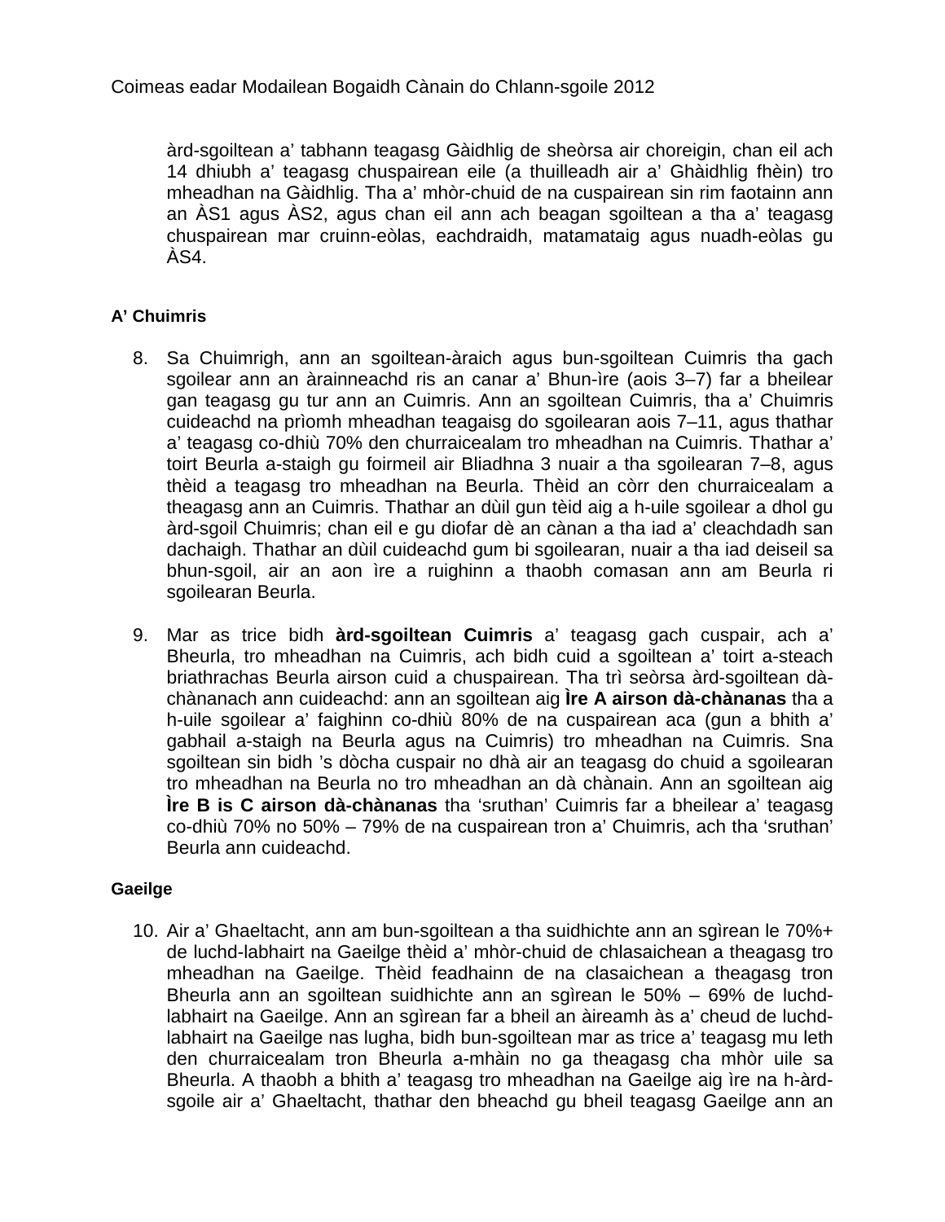àrd-sgoiltean a' tabhann teagasg Gàidhlig de sheòrsa air choreigin, chan eil ach 14 dhiubh a' teagasg chuspairean eile (a thuilleadh air a' Ghàidhlig fhèin) tro mheadhan na Gàidhlig. Tha a' mhòr-chuid de na cuspairean sin rim faotainn ann an ÀS1 agus ÀS2, agus chan eil ann ach beagan sgoiltean a tha a' teagasg chuspairean mar cruinn-eòlas, eachdraidh, matamataig agus nuadh-eòlas gu ÀS4.

#### A' Chuimris

8. Sa Chuimrigh, ann an sgoiltean-àraich agus bun-sgoiltean Cuimris tha gach sgoilear ann an àrainneachd ris an canar a' Bhun-ìre (aois 3–7) far a bheilear gan teagasg gu tur ann an Cuimris. Ann an sgoiltean Cuimris, tha a' Chuimris cuideachd na prìomh mheadhan teagaisg do sgoilearan aois 7–11, agus thathar a' teagasg co-dhiù 70% den churraicealam tro mheadhan na Cuimris. Thathar a' toirt Beurla a-staigh gu foirmeil air Bliadhna 3 nuair a tha sgoilearan 7–8, agus thèid a teagasg tro mheadhan na Beurla. Thèid an còrr den churraicealam a theagasg ann an Cuimris. Thathar an dùil gun tèid aig a h-uile sgoilear a dhol gu àrd-sgoil Chuimris; chan eil e gu diofar dè an cànan a tha iad a' cleachdadh san dachaigh. Thathar an dùil cuideachd gum bi sgoilearan, nuair a tha iad deiseil sa bhun-sgoil, air an aon ìre a ruighinn a thaobh comasan ann am Beurla ri sgoilearan Beurla.

9. Mar as trice bidh **àrd-sgoiltean Cuimris** a' teagasg gach cuspair, ach a' Bheurla, tro mheadhan na Cuimris, ach bidh cuid a sgoiltean a' toirt a-steach briathrachas Beurla airson cuid a chuspairean. Tha trì seòrsa àrd-sgoiltean dà-chànanach ann cuideachd: ann an sgoiltean aig **Ìre A airson dà-chànanas** tha a h-uile sgoilear a' faighinn co-dhiù 80% de na cuspairean aca (gun a bhith a' gabhail a-staigh na Beurla agus na Cuimris) tro mheadhan na Cuimris. Sna sgoiltean sin bidh 's dòcha cuspair no dhà air an teagasg do chuid a sgoilearan tro mheadhan na Beurla no tro mheadhan an dà chànain. Ann an sgoiltean aig **Ìre B is C airson dà-chànanas** tha 'sruthan' Cuimris far a bheilear a' teagasg co-dhiù 70% no 50% – 79% de na cuspairean tron a' Chuimris, ach tha 'sruthan' Beurla ann cuideachd.

#### Gaeilge

10. Air a' Ghaeltacht, ann am bun-sgoiltean a tha suidhichte ann an sgìrean le 70%+ de luchd-labhairt na Gaeilge thèid a' mhòr-chuid de chlasaichean a theagasg tro mheadhan na Gaeilge. Thèid feadhainn de na clasaichean a theagasg tron Bheurla ann an sgoiltean suidhichte ann an sgìrean le 50% – 69% de luchd-labhairt na Gaeilge. Ann an sgìrean far a bheil an àireamh às a' cheud de luchd-labhairt na Gaeilge nas lugha, bidh bun-sgoiltean mar as trice a' teagasg mu leth den churraicealam tron Bheurla a-mhàin no ga theagasg cha mhòr uile sa Bheurla. A thaobh a bhith a' teagasg tro mheadhan na Gaeilge aig ìre na h-àrd-sgoile air a' Ghaeltacht, thathar den bheachd gu bheil teagasg Gaeilge ann an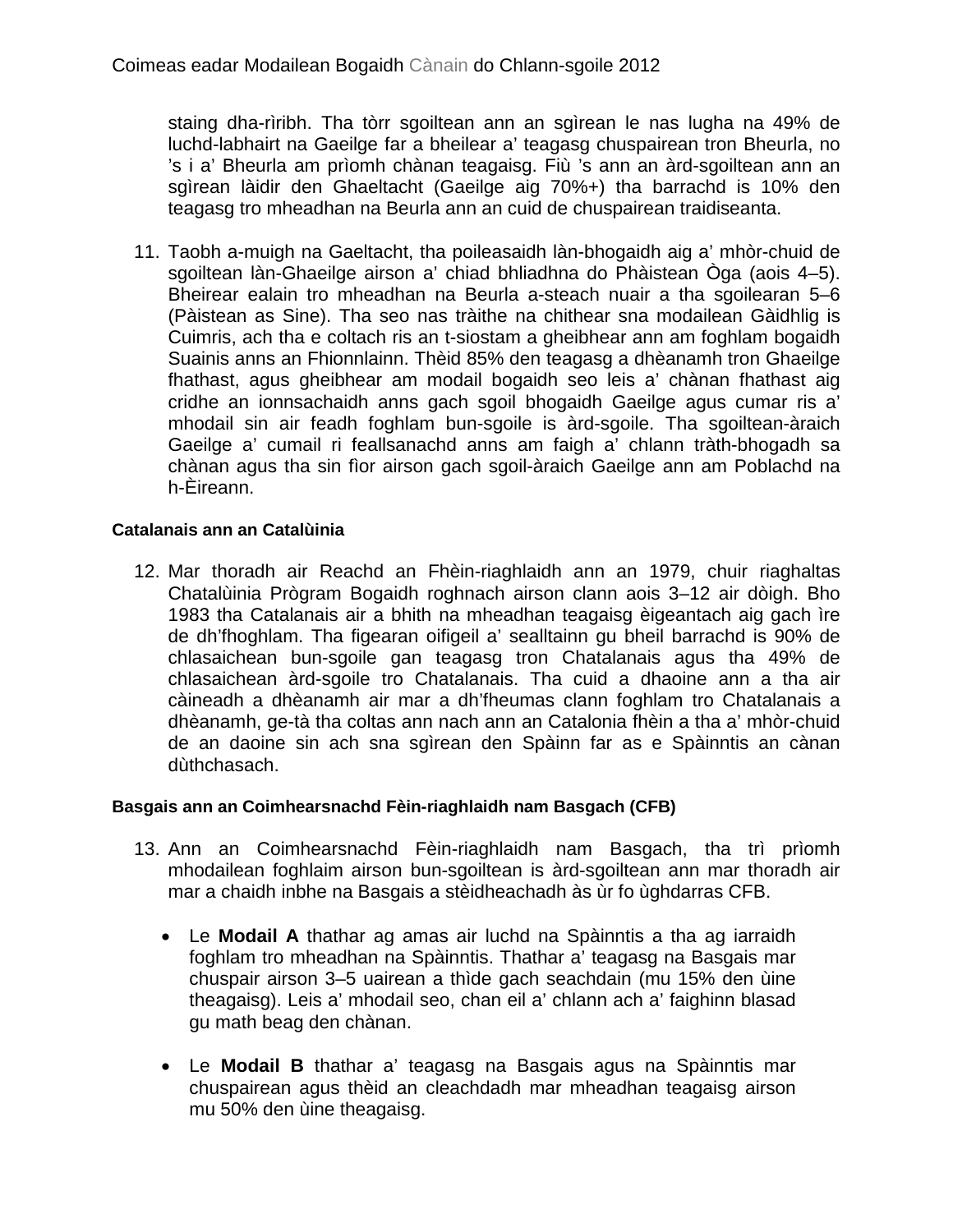staing dha-rìribh. Tha tòrr sgoiltean ann an sgìrean le nas lugha na 49% de luchd-labhairt na Gaeilge far a bheilear a' teagasg chuspairean tron Bheurla, no 's i a' Bheurla am prìomh chànan teagaisg. Fiù 's ann an àrd-sgoiltean ann an sgìrean làidir den Ghaeltacht (Gaeilge aig 70%+) tha barrachd is 10% den teagasg tro mheadhan na Beurla ann an cuid de chuspairean traidiseanta.

11. Taobh a-muigh na Gaeltacht, tha poileasaidh làn-bhogaidh aig a' mhòr-chuid de sgoiltean làn-Ghaeilge airson a' chiad bhliadhna do Phàistean Òga (aois 4–5). Bheirear ealain tro mheadhan na Beurla a-steach nuair a tha sgoilearan 5–6 (Pàistean as Sine). Tha seo nas tràithe na chithear sna modailean Gàidhlig is Cuimris, ach tha e coltach ris an t-siostam a gheibhear ann am foghlam bogaidh Suainis anns an Fhionnlainn. Thèid 85% den teagasg a dhèanamh tron Ghaeilge fhathast, agus gheibhear am modail bogaidh seo leis a' chànan fhathast aig cridhe an ionnsachaidh anns gach sgoil bhogaidh Gaeilge agus cumar ris a' mhodail sin air feadh foghlam bun-sgoile is àrd-sgoile. Tha sgoiltean-àraich Gaeilge a' cumail ri feallsanachd anns am faigh a' chlann tràth-bhogadh sa chànan agus tha sin fìor airson gach sgoil-àraich Gaeilge ann am Poblachd na h-Èireann.

#### Catalanais ann an Catalùinia

12. Mar thoradh air Reachd an Fhèin-riaghlaidh ann an 1979, chuir riaghaltas Chatalùinia Prògram Bogaidh roghnach airson clann aois 3–12 air dòigh. Bho 1983 tha Catalanais air a bhith na mheadhan teagaisg èigeantach aig gach ìre de dh'fhoghlam. Tha figearan oifigeil a' sealltainn gu bheil barrachd is 90% de chlasaichean bun-sgoile gan teagasg tron Chatalanais agus tha 49% de chlasaichean àrd-sgoile tro Chatalanais. Tha cuid a dhaoine ann a tha air càineadh a dhèanamh air mar a dh'fheumas clann foghlam tro Chatalanais a dhèanamh, ge-tà tha coltas ann nach ann an Catalonia fhèin a tha a' mhòr-chuid de an daoine sin ach sna sgìrean den Spàinn far as e Spàinntis an cànan dùthchasach.

#### Basgais ann an Coimhearsnachd Fèin-riaghlaidh nam Basgach (CFB)

13. Ann an Coimhearsnachd Fèin-riaghlaidh nam Basgach, tha trì prìomh mhodailean foghlaim airson bun-sgoiltean is àrd-sgoiltean ann mar thoradh air mar a chaidh inbhe na Basgais a stèidheachadh às ùr fo ùghdarras CFB.

- Le **Modail A** thathar ag amas air luchd na Spàinntis a tha ag iarraidh foghlam tro mheadhan na Spàinntis. Thathar a' teagasg na Basgais mar chuspair airson 3–5 uairean a thìde gach seachdain (mu 15% den ùine theagaisg). Leis a' mhodail seo, chan eil a' chlann ach a' faighinn blasad gu math beag den chànan.

- Le **Modail B** thathar a' teagasg na Basgais agus na Spàinntis mar chuspairean agus thèid an cleachdadh mar mheadhan teagaisg airson mu 50% den ùine theagaisg.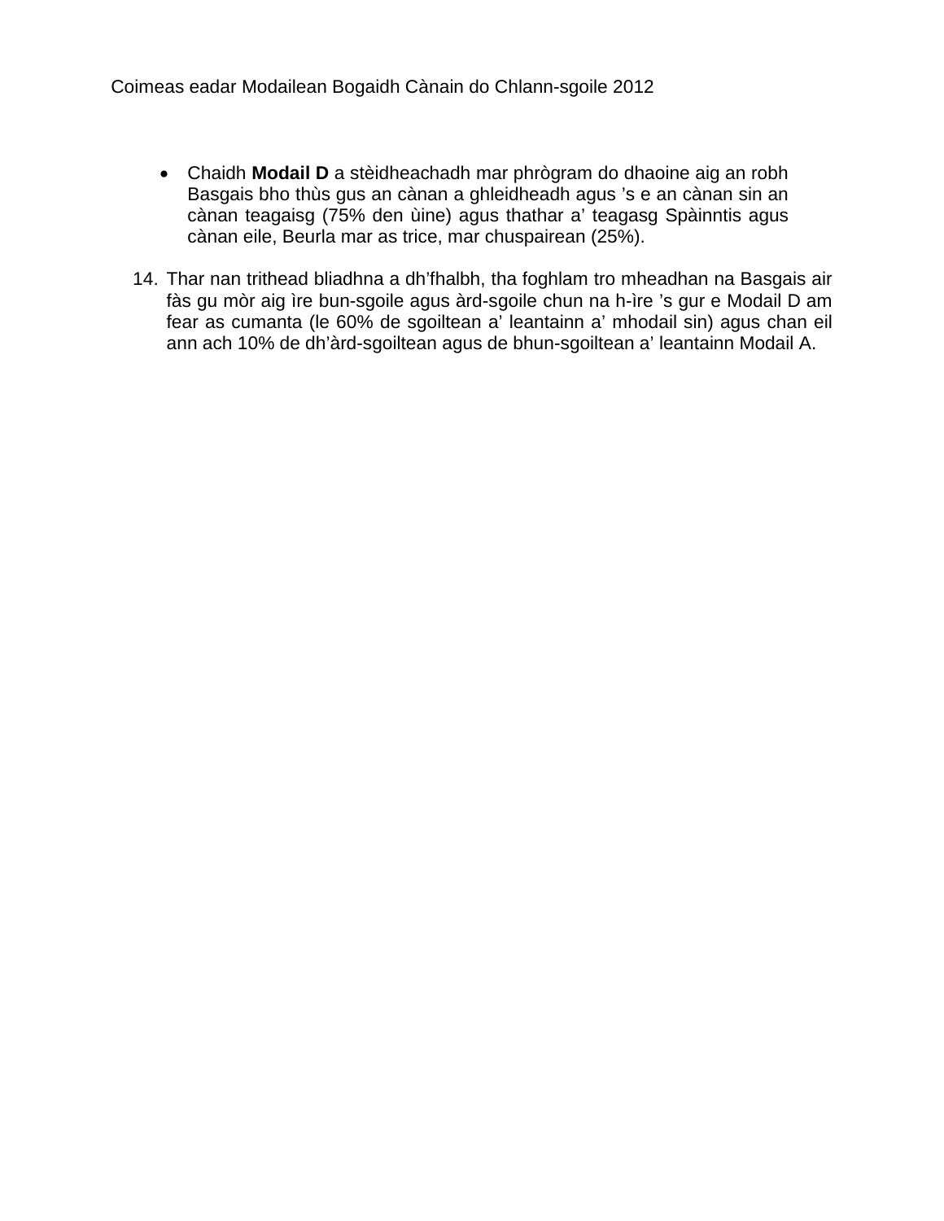- Chaidh **Modail D** a stèidheachadh mar phrògram do dhaoine aig an robh Basgais bho thùs gus an cànan a ghleidheadh agus ’s e an cànan sin an cànan teagaisg (75% den ùine) agus thathar a’ teagasg Spàinntis agus cànan eile, Beurla mar as trice, mar chuspairean (25%).

14. Thar nan trithead bliadhna a dh’fhalbh, tha foghlam tro mheadhan na Basgais air fàs gu mòr aig ìre bun-sgoile agus àrd-sgoile chun na h-ìre ’s gur e Modail D am fear as cumanta (le 60% de sgoiltean a’ leantainn a’ mhodail sin) agus chan eil ann ach 10% de dh’àrd-sgoiltean agus de bhun-sgoiltean a’ leantainn Modail A.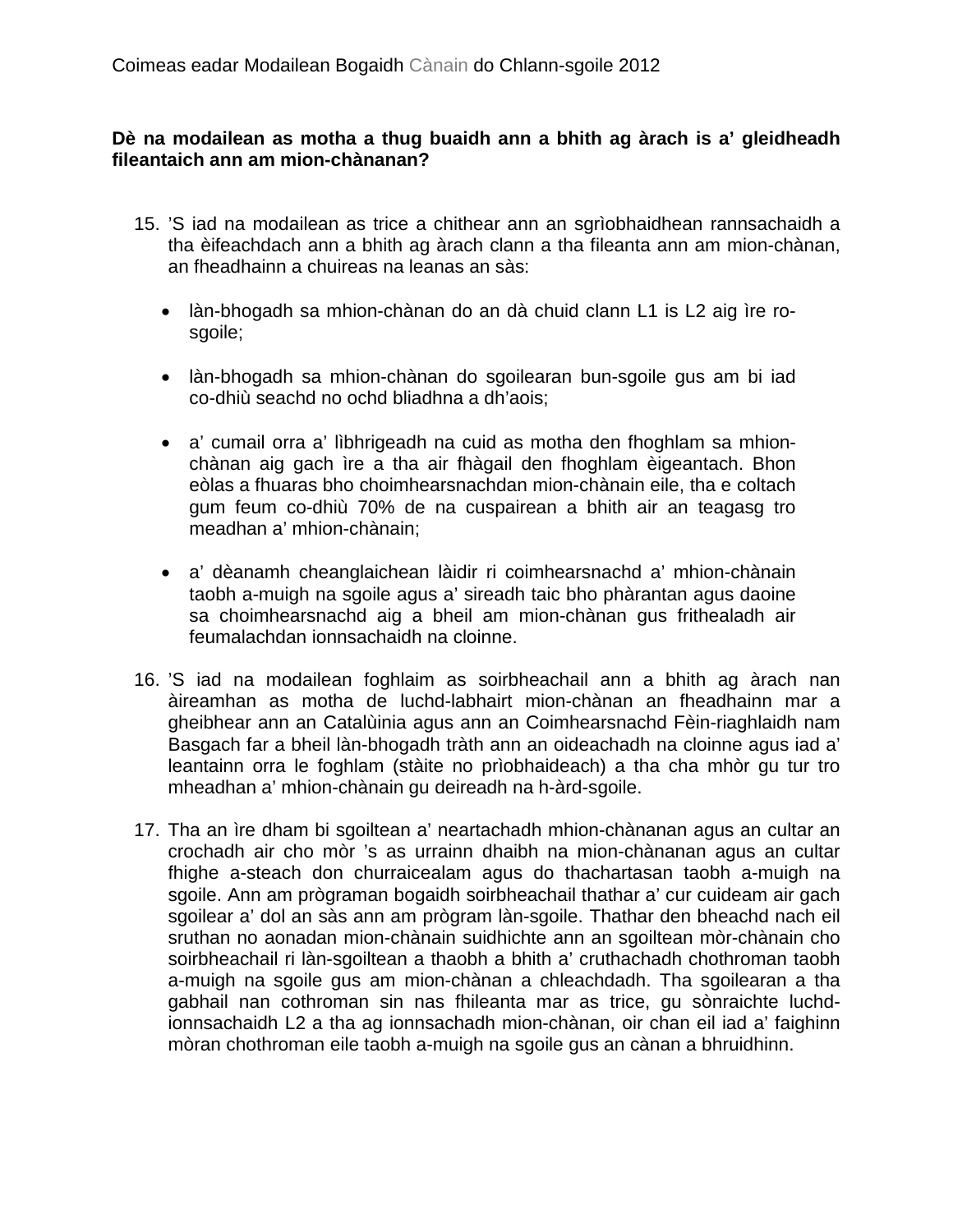**Dè na modailean as motha a thug buaidh ann a bhith ag àrach is a’ gleidheadh fileantaich ann am mion-chànanan?**

15. ’S iad na modailean as trice a chithear ann an sgrìobhaidhean rannsachaidh a tha èifeachdach ann a bhith ag àrach clann a tha fileanta ann am mion-chànan, an fheadhainn a chuireas na leanas an sàs:

    - làn-bhogadh sa mhion-chànan do an dà chuid clann L1 is L2 aig ìre ro-sgoile;
    - làn-bhogadh sa mhion-chànan do sgoilearan bun-sgoile gus am bi iad co-dhiù seachd no ochd bliadhna a dh’aois;
    - a’ cumail orra a’ lìbhrigeadh na cuid as motha den fhoghlam sa mhion-chànan aig gach ìre a tha air fhàgail den fhoghlam èigeantach. Bhon eòlas a fhuaras bho choimhearsnachdan mion-chànain eile, tha e coltach gum feum co-dhiù 70% de na cuspairean a bhith air an teagasg tro meadhan a’ mhion-chànain;
    - a’ dèanamh cheanglaichean làidir ri coimhearsnachd a’ mhion-chànain taobh a-muigh na sgoile agus a’ sireadh taic bho phàrantan agus daoine sa choimhearsnachd aig a bheil am mion-chànan gus frithealadh air feumalachdan ionnsachaidh na cloinne.

16. ’S iad na modailean foghlaim as soirbheachail ann a bhith ag àrach nan àireamhan as motha de luchd-labhairt mion-chànan an fheadhainn mar a gheibhear ann an Catalùinia agus ann an Coimhearsnachd Fèin-riaghlaidh nam Basgach far a bheil làn-bhogadh tràth ann an oideachadh na cloinne agus iad a’ leantainn orra le foghlam (stàite no prìobhaideach) a tha cha mhòr gu tur tro mheadhan a’ mhion-chànain gu deireadh na h-àrd-sgoile.

17. Tha an ìre dham bi sgoiltean a’ neartachadh mhion-chànanan agus an cultar an crochadh air cho mòr ’s as urrainn dhaibh na mion-chànanan agus an cultar fhighe a-steach don churraicealam agus do thachartasan taobh a-muigh na sgoile. Ann am prògraman bogaidh soirbheachail thathar a’ cur cuideam air gach sgoilear a’ dol an sàs ann am prògram làn-sgoile. Thathar den bheachd nach eil sruthan no aonadan mion-chànain suidhichte ann an sgoiltean mòr-chànain cho soirbheachail ri làn-sgoiltean a thaobh a bhith a’ cruthachadh chothroman taobh a-muigh na sgoile gus am mion-chànan a chleachdadh. Tha sgoilearan a tha gabhail nan cothroman sin nas fhileanta mar as trice, gu sònraichte luchd-ionnsachaidh L2 a tha ag ionnsachadh mion-chànan, oir chan eil iad a’ faighinn mòran chothroman eile taobh a-muigh na sgoile gus an cànan a bhruidhinn.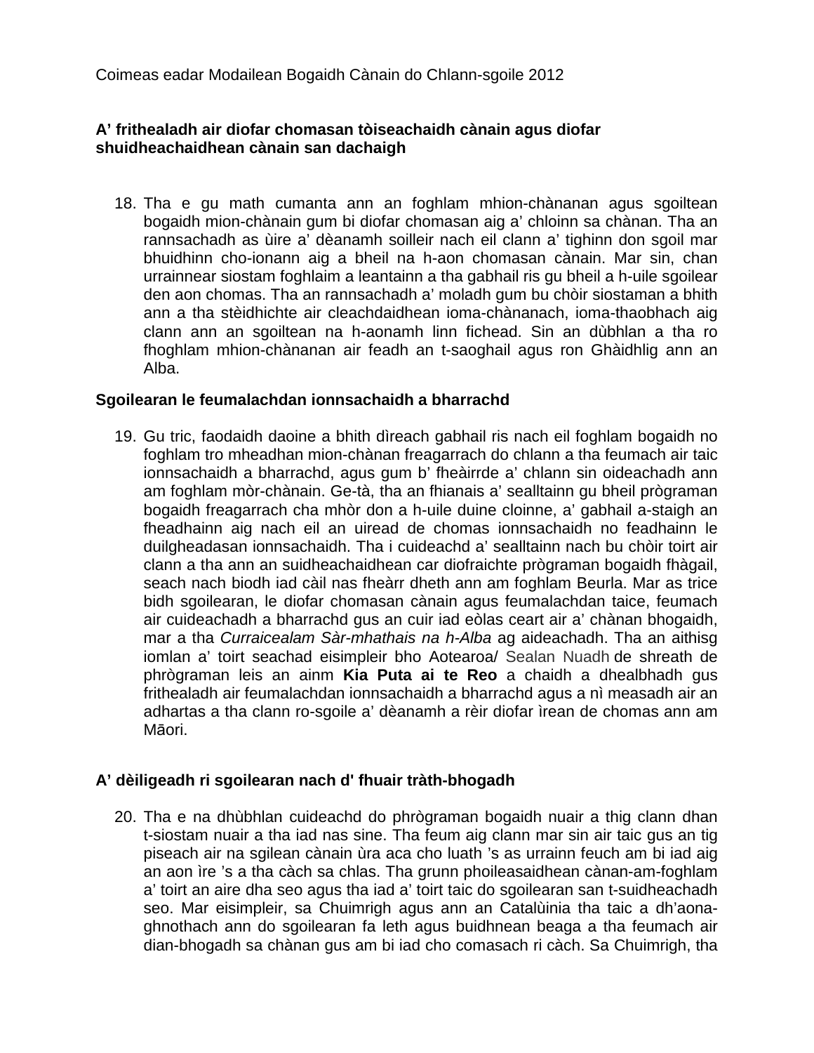Coimeas eadar Modailean Bogaidh Cànain do Chlann-sgoile 2012

**A' frithealadh air diofar chomasan tòiseachaidh cànain agus diofar shuidheachaidhean cànain san dachaigh**

18. Tha e gu math cumanta ann an foghlam mhion-chànanan agus sgoiltean bogaidh mion-chànain gum bi diofar chomasan aig a' chloinn sa chànan. Tha an rannsachadh as ùire a' dèanamh soilleir nach eil clann a' tighinn don sgoil mar bhuidhinn cho-ionann aig a bheil na h-aon chomasan cànain. Mar sin, chan urrainnear siostam foghlaim a leantainn a tha gabhail ris gu bheil a h-uile sgoilear den aon chomas. Tha an rannsachadh a' moladh gum bu chòir siostaman a bhith ann a tha stèidhichte air cleachdaidhean ioma-chànanach, ioma-thaobhach aig clann ann an sgoiltean na h-aonamh linn fichead. Sin an dùbhlan a tha ro fhoghlam mhion-chànanan air feadh an t-saoghail agus ron Ghàidhlig ann an Alba.

**Sgoilearan le feumalachdan ionnsachaidh a bharrachd**

19. Gu tric, faodaidh daoine a bhith dìreach gabhail ris nach eil foghlam bogaidh no foghlam tro mheadhan mion-chànan freagarrach do chlann a tha feumach air taic ionnsachaidh a bharrachd, agus gum b' fheàirrde a' chlann sin oideachadh ann am foghlam mòr-chànain. Ge-tà, tha an fhianais a' sealltainn gu bheil prògraman bogaidh freagarrach cha mhòr don a h-uile duine cloinne, a' gabhail a-staigh an fheadhainn aig nach eil an uiread de chomas ionnsachaidh no feadhainn le duilgheadasan ionnsachaidh. Tha i cuideachd a' sealltainn nach bu chòir toirt air clann a tha ann an suidheachaidhean car diofraichte prògraman bogaidh fhàgail, seach nach biodh iad càil nas fheàrr dheth ann am foghlam Beurla. Mar as trice bidh sgoilearan, le diofar chomasan cànain agus feumalachdan taice, feumach air cuideachadh a bharrachd gus an cuir iad eòlas ceart air a' chànan bhogaidh, mar a tha *Curraicealam Sàr-mhathais na h-Alba* ag aideachadh. Tha an aithisg iomlan a' toirt seachad eisimpleir bho Aotearoa/ Sealan Nuadh de shreath de phrògraman leis an ainm **Kia Puta ai te Reo** a chaidh a dhealbhadh gus frithealadh air feumalachdan ionnsachaidh a bharrachd agus a nì measadh air an adhartas a tha clann ro-sgoile a' dèanamh a rèir diofar ìrean de chomas ann am Māori.

**A' dèiligeadh ri sgoilearan nach d' fhuair tràth-bhogadh**

20. Tha e na dhùbhlan cuideachd do phrògraman bogaidh nuair a thig clann dhan t-siostam nuair a tha iad nas sine. Tha feum aig clann mar sin air taic gus an tig piseach air na sgilean cànain ùra aca cho luath 's as urrainn feuch am bi iad aig an aon ìre 's a tha càch sa chlas. Tha grunn phoileasaidhean cànan-am-foghlam a' toirt an aire dha seo agus tha iad a' toirt taic do sgoilearan san t-suidheachadh seo. Mar eisimpleir, sa Chuimrigh agus ann an Catalùinia tha taic a dh'aona-ghnothach ann do sgoilearan fa leth agus buidhnean beaga a tha feumach air dian-bhogadh sa chànan gus am bi iad cho comasach ri càch. Sa Chuimrigh, tha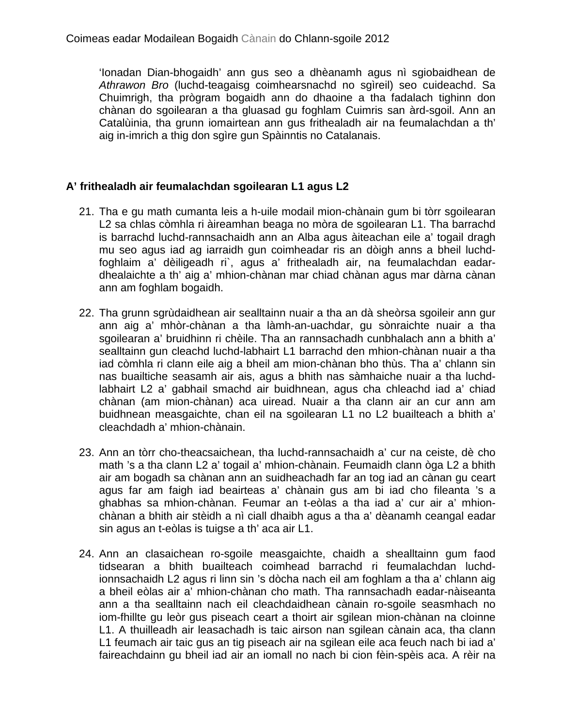'Ionadan Dian-bhogaidh' ann gus seo a dhèanamh agus nì sgiobaidhean de *Athrawon Bro* (luchd-teagaisg coimhearsnachd no sgìreil) seo cuideachd. Sa Chuimrigh, tha prògram bogaidh ann do dhaoine a tha fadalach tighinn don chànan do sgoilearan a tha gluasad gu foghlam Cuimris san àrd-sgoil. Ann an Catalùinia, tha grunn iomairtean ann gus frithealadh air na feumalachdan a th' aig in-imrich a thig don sgìre gun Spàinntis no Catalanais.

## A' frithealadh air feumalachdan sgoilearan L1 agus L2

21. Tha e gu math cumanta leis a h-uile modail mion-chànain gum bi tòrr sgoilearan L2 sa chlas còmhla ri àireamhan beaga no mòra de sgoilearan L1. Tha barrachd is barrachd luchd-rannsachaidh ann an Alba agus àiteachan eile a' togail dragh mu seo agus iad ag iarraidh gun coimheadar ris an dòigh anns a bheil luchd-foghlaim a' dèiligeadh ri`, agus a' frithealadh air, na feumalachdan eadar-dhealaichte a th' aig a' mhion-chànan mar chiad chànan agus mar dàrna cànan ann am foghlam bogaidh.

22. Tha grunn sgrùdaidhean air sealltainn nuair a tha an dà sheòrsa sgoileir ann gur ann aig a' mhòr-chànan a tha làmh-an-uachdar, gu sònraichte nuair a tha sgoilearan a' bruidhinn ri chèile. Tha an rannsachadh cunbhalach ann a bhith a' sealltainn gun cleachd luchd-labhairt L1 barrachd den mhion-chànan nuair a tha iad còmhla ri clann eile aig a bheil am mion-chànan bho thùs. Tha a' chlann sin nas buailtiche seasamh air ais, agus a bhith nas sàmhaiche nuair a tha luchd-labhairt L2 a' gabhail smachd air buidhnean, agus cha chleachd iad a' chiad chànan (am mion-chànan) aca uiread. Nuair a tha clann air an cur ann am buidhnean measgaichte, chan eil na sgoilearan L1 no L2 buailteach a bhith a' cleachdadh a' mhion-chànain.

23. Ann an tòrr cho-theacsaichean, tha luchd-rannsachaidh a' cur na ceiste, dè cho math 's a tha clann L2 a' togail a' mhion-chànain. Feumaidh clann òga L2 a bhith air am bogadh sa chànan ann an suidheachadh far an tog iad an cànan gu ceart agus far am faigh iad beairteas a' chànain gus am bi iad cho fileanta 's a ghabhas sa mhion-chànan. Feumar an t-eòlas a tha iad a' cur air a' mhion-chànan a bhith air stèidh a nì ciall dhaibh agus a tha a' dèanamh ceangal eadar sin agus an t-eòlas is tuigse a th' aca air L1.

24. Ann an clasaichean ro-sgoile measgaichte, chaidh a shealltainn gum faod tidsearan a bhith buailteach coimhead barrachd ri feumalachdan luchd-ionnsachaidh L2 agus ri linn sin 's dòcha nach eil am foghlam a tha a' chlann aig a bheil eòlas air a' mhion-chànan cho math. Tha rannsachadh eadar-nàiseanta ann a tha sealltainn nach eil cleachdaidhean cànain ro-sgoile seasmhach no iom-fhillte gu leòr gus piseach ceart a thoirt air sgilean mion-chànan na cloinne L1. A thuilleadh air leasachadh is taic airson nan sgilean cànain aca, tha clann L1 feumach air taic gus an tig piseach air na sgilean eile aca feuch nach bi iad a' faireachdainn gu bheil iad air an iomall no nach bi cion fèin-spèis aca. A rèir na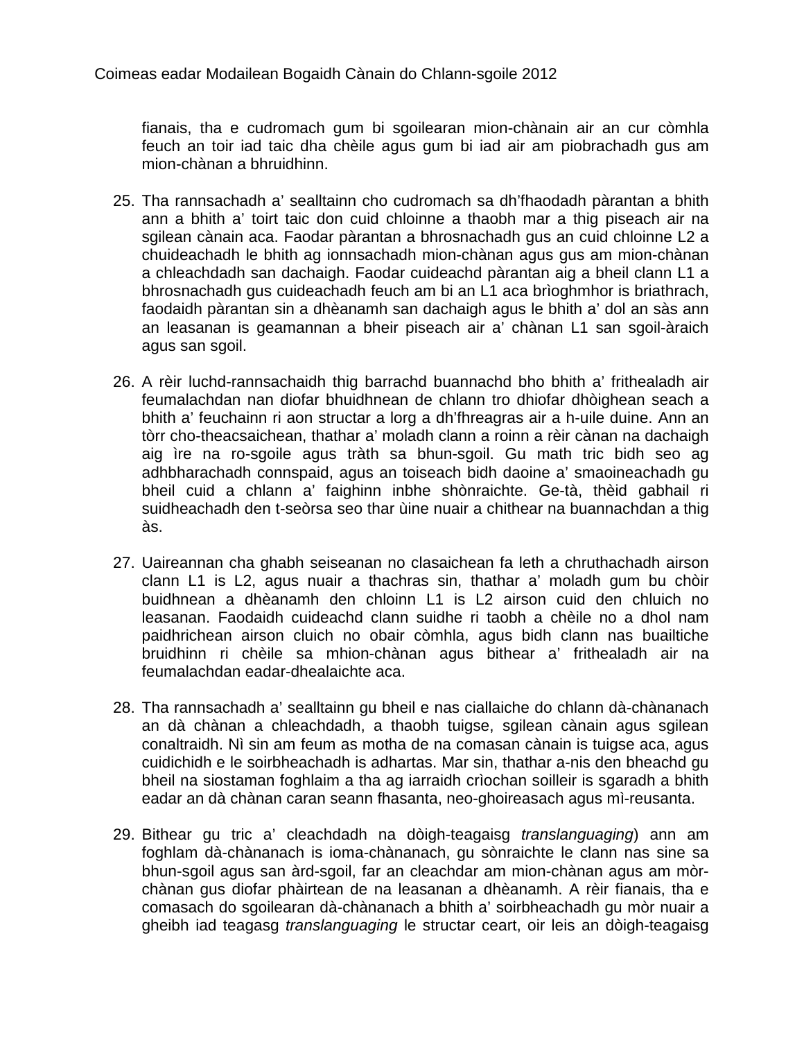fianais, tha e cudromach gum bi sgoilearan mion-chànain air an cur còmhla feuch an toir iad taic dha chèile agus gum bi iad air am piobrachadh gus am mion-chànan a bhruidhinn.

25. Tha rannsachadh a' sealltainn cho cudromach sa dh'fhaodadh pàrantan a bhith ann a bhith a' toirt taic don cuid chloinne a thaobh mar a thig piseach air na sgilean cànain aca. Faodar pàrantan a bhrosnachadh gus an cuid chloinne L2 a chuideachadh le bhith ag ionnsachadh mion-chànan agus gus am mion-chànan a chleachdadh san dachaigh. Faodar cuideachd pàrantan aig a bheil clann L1 a bhrosnachadh gus cuideachadh feuch am bi an L1 aca brìoghmhor is briathrach, faodaidh pàrantan sin a dhèanamh san dachaigh agus le bhith a' dol an sàs ann an leasanan is geamannan a bheir piseach air a' chànan L1 san sgoil-àraich agus san sgoil.

26. A rèir luchd-rannsachaidh thig barrachd buannachd bho bhith a' frithealadh air feumalachdan nan diofar bhuidhnean de chlann tro dhiofar dhòighean seach a bhith a' feuchainn ri aon structar a lorg a dh'fhreagras air a h-uile duine. Ann an tòrr cho-theacsaichean, thathar a' moladh clann a roinn a rèir cànan na dachaigh aig ìre na ro-sgoile agus tràth sa bhun-sgoil. Gu math tric bidh seo ag adhbharachadh connspaid, agus an toiseach bidh daoine a' smaoineachadh gu bheil cuid a chlann a' faighinn inbhe shònraichte. Ge-tà, thèid gabhail ri suidheachadh den t-seòrsa seo thar ùine nuair a chithear na buannachdan a thig às.

27. Uaireannan cha ghabh seiseanan no clasaichean fa leth a chruthachadh airson clann L1 is L2, agus nuair a thachras sin, thathar a' moladh gum bu chòir buidhnean a dhèanamh den chloinn L1 is L2 airson cuid den chluich no leasanan. Faodaidh cuideachd clann suidhe ri taobh a chèile no a dhol nam paidhrichean airson cluich no obair còmhla, agus bidh clann nas buailtiche bruidhinn ri chèile sa mhion-chànan agus bithear a' frithealadh air na feumalachdan eadar-dhealaichte aca.

28. Tha rannsachadh a' sealltainn gu bheil e nas ciallaiche do chlann dà-chànanach an dà chànan a chleachdadh, a thaobh tuigse, sgilean cànain agus sgilean conaltraidh. Nì sin am feum as motha de na comasan cànain is tuigse aca, agus cuidichidh e le soirbheachadh is adhartas. Mar sin, thathar a-nis den bheachd gu bheil na siostaman foghlaim a tha ag iarraidh crìochan soilleir is sgaradh a bhith eadar an dà chànan caran seann fhasanta, neo-ghoireasach agus mì-reusanta.

29. Bithear gu tric a' cleachdadh na dòigh-teagaisg *translanguaging*) ann am foghlam dà-chànanach is ioma-chànanach, gu sònraichte le clann nas sine sa bhun-sgoil agus san àrd-sgoil, far an cleachdar am mion-chànan agus am mòr-chànan gus diofar phàirtean de na leasanan a dhèanamh. A rèir fianais, tha e comasach do sgoilearan dà-chànanach a bhith a' soirbheachadh gu mòr nuair a gheibh iad teagasg *translanguaging* le structar ceart, oir leis an dòigh-teagaisg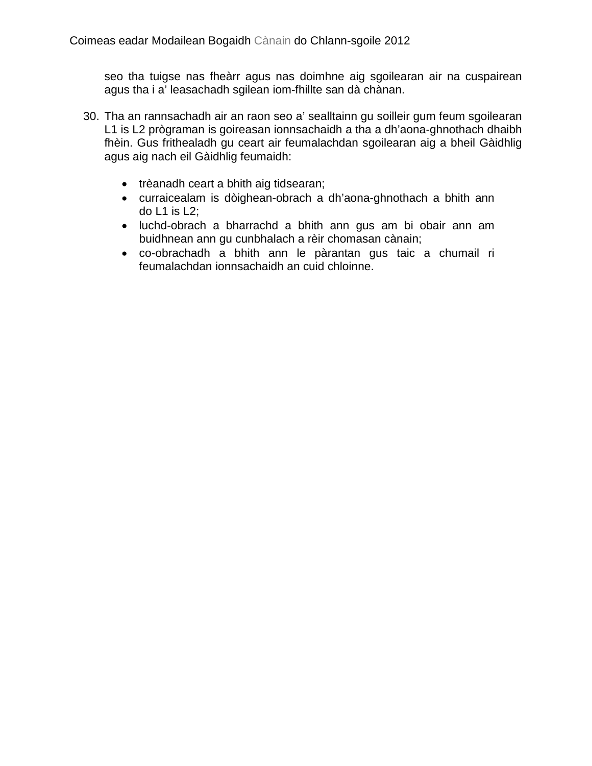seo tha tuigse nas fheàrr agus nas doimhne aig sgoilearan air na cuspairean agus tha i a’ leasachadh sgilean iom-fhillte san dà chànan.

30. Tha an rannsachadh air an raon seo a’ sealltainn gu soilleir gum feum sgoilearan L1 is L2 prògraman is goireasan ionnsachaidh a tha a dh’aona-ghnothach dhaibh fhèin. Gus frithealadh gu ceart air feumalachdan sgoilearan aig a bheil Gàidhlig agus aig nach eil Gàidhlig feumaidh:

    - trèanadh ceart a bhith aig tidsearan;
    - curraicealam is dòighean-obrach a dh’aona-ghnothach a bhith ann do L1 is L2;
    - luchd-obrach a bharrachd a bhith ann gus am bi obair ann am buidhnean ann gu cunbhalach a rèir chomasan cànain;
    - co-obrachadh a bhith ann le pàrantan gus taic a chumail ri feumalachdan ionnsachaidh an cuid chloinne.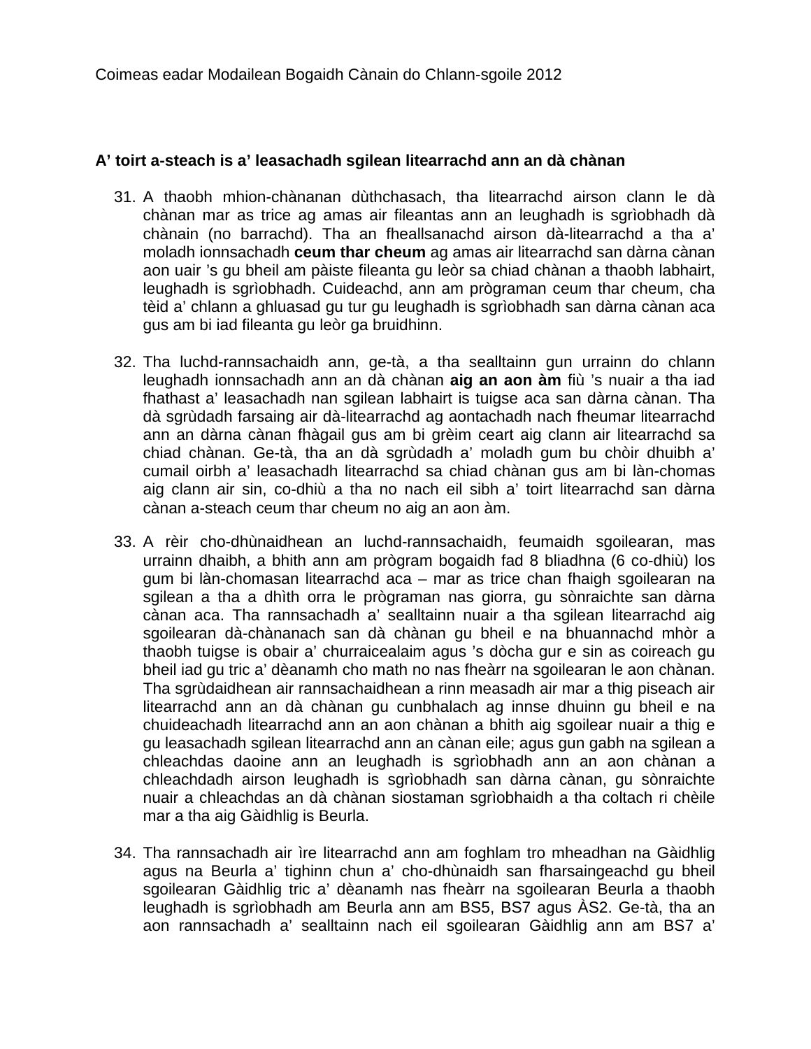## A’ toirt a-steach is a’ leasachadh sgilean litearrachd ann an dà chànan

31. A thaobh mhion-chànanan dùthchasach, tha litearrachd airson clann le dà chànan mar as trice ag amas air fileantas ann an leughadh is sgrìobhadh dà chànain (no barrachd). Tha an fheallsanachd airson dà-litearrachd a tha a’ moladh ionnsachadh **ceum thar cheum** ag amas air litearrachd san dàrna cànan aon uair ’s gu bheil am pàiste fileanta gu leòr sa chiad chànan a thaobh labhairt, leughadh is sgrìobhadh. Cuideachd, ann am prògraman ceum thar cheum, cha tèid a’ chlann a ghluasad gu tur gu leughadh is sgrìobhadh san dàrna cànan aca gus am bi iad fileanta gu leòr ga bruidhinn.

32. Tha luchd-rannsachaidh ann, ge-tà, a tha sealltainn gun urrainn do chlann leughadh ionnsachadh ann an dà chànan **aig an aon àm** fiù ’s nuair a tha iad fhathast a’ leasachadh nan sgilean labhairt is tuigse aca san dàrna cànan. Tha dà sgrùdadh farsaing air dà-litearrachd ag aontachadh nach fheumar litearrachd ann an dàrna cànan fhàgail gus am bi grèim ceart aig clann air litearrachd sa chiad chànan. Ge-tà, tha an dà sgrùdadh a’ moladh gum bu chòir dhuibh a’ cumail oirbh a’ leasachadh litearrachd sa chiad chànan gus am bi làn-chomas aig clann air sin, co-dhiù a tha no nach eil sibh a’ toirt litearrachd san dàrna cànan a-steach ceum thar cheum no aig an aon àm.

33. A rèir cho-dhùnaidhean an luchd-rannsachaidh, feumaidh sgoilearan, mas urrainn dhaibh, a bhith ann am prògram bogaidh fad 8 bliadhna (6 co-dhiù) los gum bi làn-chomasan litearrachd aca – mar as trice chan fhaigh sgoilearan na sgilean a tha a dhìth orra le prògraman nas giorra, gu sònraichte san dàrna cànan aca. Tha rannsachadh a’ sealltainn nuair a tha sgilean litearrachd aig sgoilearan dà-chànanach san dà chànan gu bheil e na bhuannachd mhòr a thaobh tuigse is obair a’ churraicealaim agus ’s dòcha gur e sin as coireach gu bheil iad gu tric a’ dèanamh cho math no nas fheàrr na sgoilearan le aon chànan. Tha sgrùdaidhean air rannsachaidhean a rinn measadh air mar a thig piseach air litearrachd ann an dà chànan gu cunbhalach ag innse dhuinn gu bheil e na chuideachadh litearrachd ann an aon chànan a bhith aig sgoilear nuair a thig e gu leasachadh sgilean litearrachd ann an cànan eile; agus gun gabh na sgilean a chleachdas daoine ann an leughadh is sgrìobhadh ann an aon chànan a chleachdadh airson leughadh is sgrìobhadh san dàrna cànan, gu sònraichte nuair a chleachdas an dà chànan siostaman sgrìobhaidh a tha coltach ri chèile mar a tha aig Gàidhlig is Beurla.

34. Tha rannsachadh air ìre litearrachd ann am foghlam tro mheadhan na Gàidhlig agus na Beurla a’ tighinn chun a’ cho-dhùnaidh san fharsaingeachd gu bheil sgoilearan Gàidhlig tric a’ dèanamh nas fheàrr na sgoilearan Beurla a thaobh leughadh is sgrìobhadh am Beurla ann am BS5, BS7 agus ÀS2. Ge-tà, tha an aon rannsachadh a’ sealltainn nach eil sgoilearan Gàidhlig ann am BS7 a’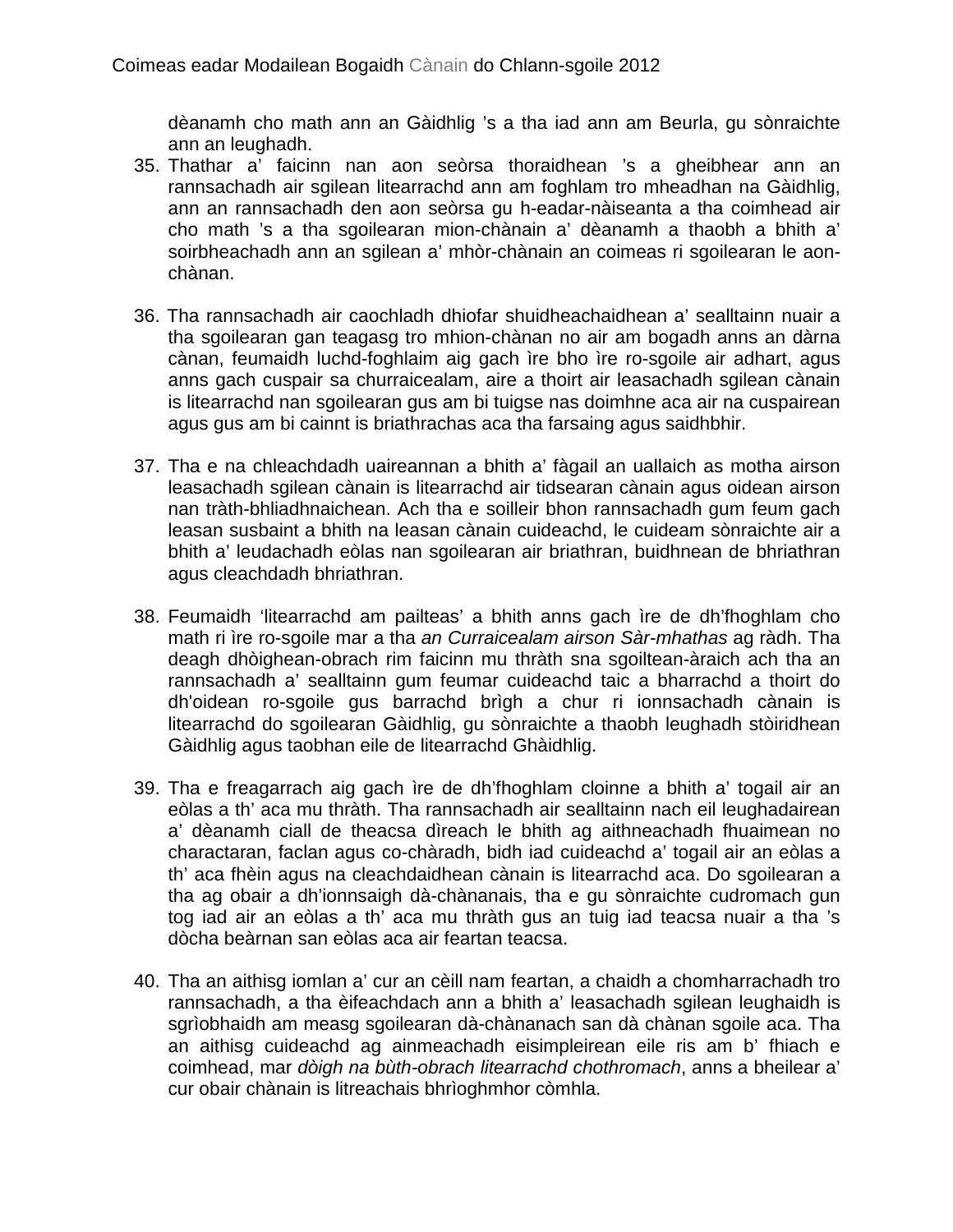dèanamh cho math ann an Gàidhlig ’s a tha iad ann am Beurla, gu sònraichte ann an leughadh.

35. Thathar a’ faicinn nan aon seòrsa thoraidhean ’s a gheibhear ann an rannsachadh air sgilean litearrachd ann am foghlam tro mheadhan na Gàidhlig, ann an rannsachadh den aon seòrsa gu h-eadar-nàiseanta a tha coimhead air cho math ’s a tha sgoilearan mion-chànain a’ dèanamh a thaobh a bhith a’ soirbheachadh ann an sgilean a’ mhòr-chànain an coimeas ri sgoilearan le aon-chànan.

36. Tha rannsachadh air caochladh dhiofar shuidheachaidhean a’ sealltainn nuair a tha sgoilearan gan teagasg tro mhion-chànan no air am bogadh anns an dàrna cànan, feumaidh luchd-foghlaim aig gach ìre bho ìre ro-sgoile air adhart, agus anns gach cuspair sa churraicealam, aire a thoirt air leasachadh sgilean cànain is litearrachd nan sgoilearan gus am bi tuigse nas doimhne aca air na cuspairean agus gus am bi cainnt is briathrachas aca tha farsaing agus saidhbhir.

37. Tha e na chleachdadh uaireannan a bhith a’ fàgail an uallaich as motha airson leasachadh sgilean cànain is litearrachd air tidsearan cànain agus oidean airson nan tràth-bhliadhnaichean. Ach tha e soilleir bhon rannsachadh gum feum gach leasan susbaint a bhith na leasan cànain cuideachd, le cuideam sònraichte air a bhith a’ leudachadh eòlas nan sgoilearan air briathran, buidhnean de bhriathran agus cleachdadh bhriathran.

38. Feumaidh ‘litearrachd am pailteas’ a bhith anns gach ìre de dh’fhoghlam cho math ri ìre ro-sgoile mar a tha *an Curraicealam airson Sàr-mhathas* ag ràdh. Tha deagh dhòighean-obrach rim faicinn mu thràth sna sgoiltean-àraich ach tha an rannsachadh a’ sealltainn gum feumar cuideachd taic a bharrachd a thoirt do dh'oidean ro-sgoile gus barrachd brìgh a chur ri ionnsachadh cànain is litearrachd do sgoilearan Gàidhlig, gu sònraichte a thaobh leughadh stòiridhean Gàidhlig agus taobhan eile de litearrachd Ghàidhlig.

39. Tha e freagarrach aig gach ìre de dh’fhoghlam cloinne a bhith a’ togail air an eòlas a th’ aca mu thràth. Tha rannsachadh air sealltainn nach eil leughadairean a’ dèanamh ciall de theacsa dìreach le bhith ag aithneachadh fhuaimean no charactaran, faclan agus co-chàradh, bidh iad cuideachd a’ togail air an eòlas a th’ aca fhèin agus na cleachdaidhean cànain is litearrachd aca. Do sgoilearan a tha ag obair a dh’ionnsaigh dà-chànanais, tha e gu sònraichte cudromach gun tog iad air an eòlas a th’ aca mu thràth gus an tuig iad teacsa nuair a tha ’s dòcha beàrnan san eòlas aca air feartan teacsa.

40. Tha an aithisg iomlan a’ cur an cèill nam feartan, a chaidh a chomharrachadh tro rannsachadh, a tha èifeachdach ann a bhith a’ leasachadh sgilean leughaidh is sgrìobhaidh am measg sgoilearan dà-chànanach san dà chànan sgoile aca. Tha an aithisg cuideachd ag ainmeachadh eisimpleirean eile ris am b’ fhiach e coimhead, mar *dòigh na bùth-obrach litearrachd chothromach*, anns a bheilear a’ cur obair chànain is litreachais bhrìoghmhor còmhla.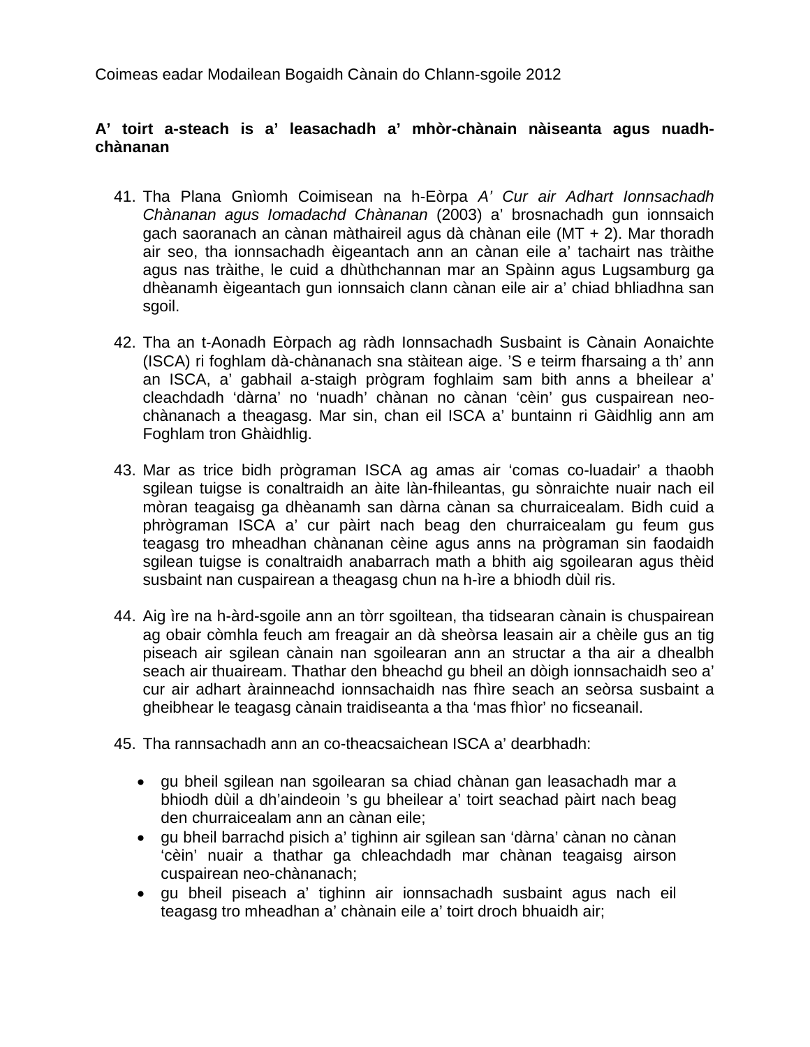Coimeas eadar Modailean Bogaidh Cànain do Chlann-sgoile 2012

**A' toirt a-steach is a' leasachadh a' mhòr-chànain nàiseanta agus nuadh-chànanan**

41. Tha Plana Gnìomh Coimisean na h-Eòrpa *A' Cur air Adhart Ionnsachadh Chànanan agus Iomadachd Chànanan* (2003) a' brosnachadh gun ionnsaich gach saoranach an cànan màthaireil agus dà chànan eile (MT + 2). Mar thoradh air seo, tha ionnsachadh èigeantach ann an cànan eile a' tachairt nas tràithe agus nas tràithe, le cuid a dhùthchannan mar an Spàinn agus Lugsamburg ga dhèanamh èigeantach gun ionnsaich clann cànan eile air a' chiad bhliadhna san sgoil.

42. Tha an t-Aonadh Eòrpach ag ràdh Ionnsachadh Susbaint is Cànain Aonaichte (ISCA) ri foghlam dà-chànanach sna stàitean aige. 'S e teirm fharsaing a th' ann an ISCA, a' gabhail a-staigh prògram foghlaim sam bith anns a bheilear a' cleachdadh 'dàrna' no 'nuadh' chànan no cànan 'cèin' gus cuspairean neo-chànanach a theagasg. Mar sin, chan eil ISCA a' buntainn ri Gàidhlig ann am Foghlam tron Ghàidhlig.

43. Mar as trice bidh prògraman ISCA ag amas air 'comas co-luadair' a thaobh sgilean tuigse is conaltraidh an àite làn-fhileantas, gu sònraichte nuair nach eil mòran teagaisg ga dhèanamh san dàrna cànan sa churraicealam. Bidh cuid a phrògraman ISCA a' cur pàirt nach beag den churraicealam gu feum gus teagasg tro mheadhan chànanan cèine agus anns na prògraman sin faodaidh sgilean tuigse is conaltraidh anabarrach math a bhith aig sgoilearan agus thèid susbaint nan cuspairean a theagasg chun na h-ìre a bhiodh dùil ris.

44. Aig ìre na h-àrd-sgoile ann an tòrr sgoiltean, tha tidsearan cànain is chuspairean ag obair còmhla feuch am freagair an dà sheòrsa leasain air a chèile gus an tig piseach air sgilean cànain nan sgoilearan ann an structar a tha air a dhealbh seach air thuaiream. Thathar den bheachd gu bheil an dòigh ionnsachaidh seo a' cur air adhart àrainneachd ionnsachaidh nas fhìre seach an seòrsa susbaint a gheibhear le teagasg cànain traidiseanta a tha 'mas fhìor' no ficseanail.

45. Tha rannsachadh ann an co-theacsaichean ISCA a' dearbhadh:

   - gu bheil sgilean nan sgoilearan sa chiad chànan gan leasachadh mar a bhiodh dùil a dh'aindeoin 's gu bheilear a' toirt seachad pàirt nach beag den churraicealam ann an cànan eile;
   - gu bheil barrachd pisich a' tighinn air sgilean san 'dàrna' cànan no cànan 'cèin' nuair a thathar ga chleachdadh mar chànan teagaisg airson cuspairean neo-chànanach;
   - gu bheil piseach a' tighinn air ionnsachadh susbaint agus nach eil teagasg tro mheadhan a' chànain eile a' toirt droch bhuaidh air;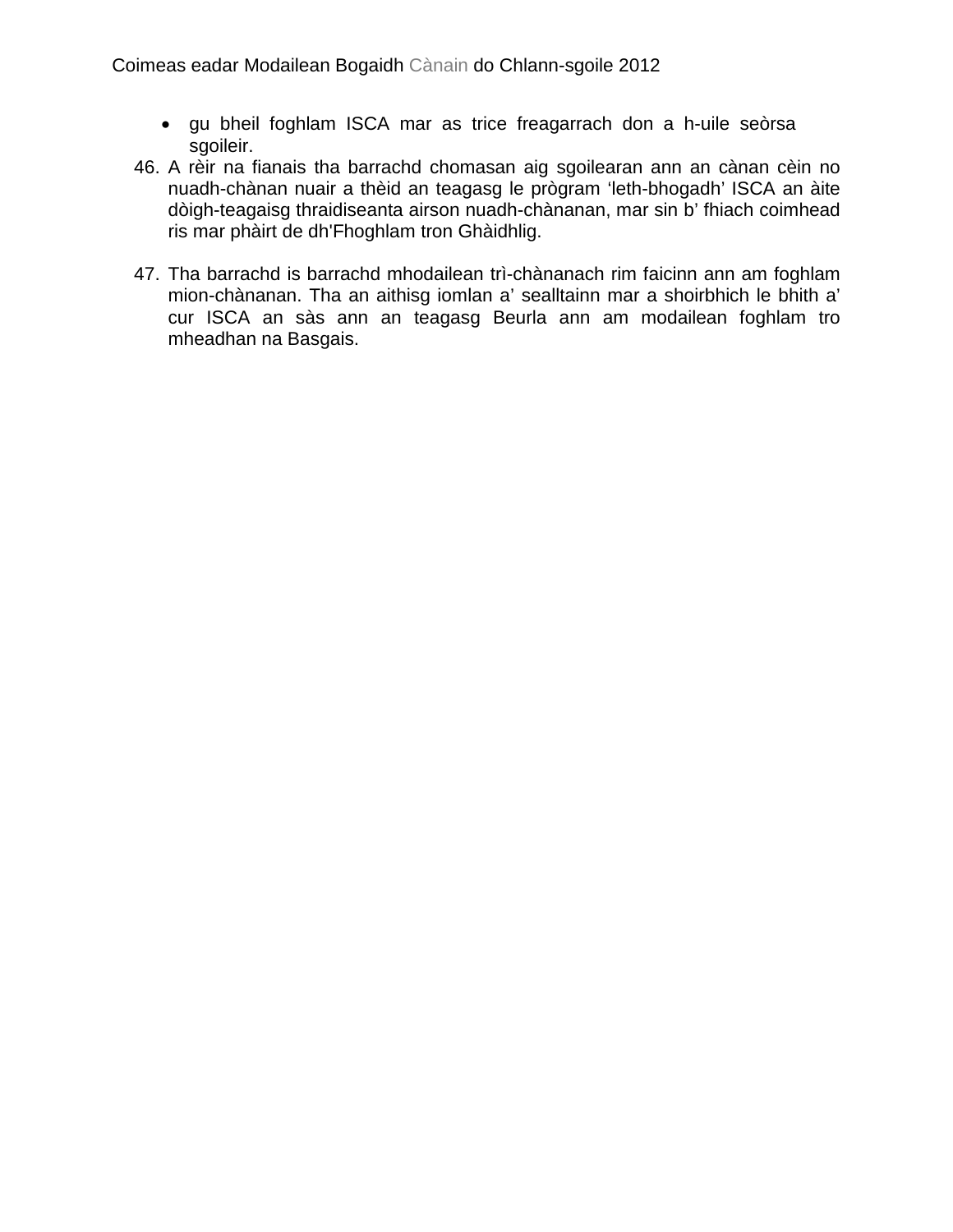- gu bheil foghlam ISCA mar as trice freagarrach don a h-uile seòrsa sgoileir.

46. A rèir na fianais tha barrachd chomasan aig sgoilearan ann an cànan cèin no nuadh-chànan nuair a thèid an teagasg le prògram 'leth-bhogadh' ISCA an àite dòigh-teagaisg thraidiseanta airson nuadh-chànanan, mar sin b' fhiach coimhead ris mar phàirt de dh'Fhoghlam tron Ghàidhlig.

47. Tha barrachd is barrachd mhodailean trì-chànanach rim faicinn ann am foghlam mion-chànanan. Tha an aithisg iomlan a' sealltainn mar a shoirbhich le bhith a' cur ISCA an sàs ann an teagasg Beurla ann am modailean foghlam tro mheadhan na Basgais.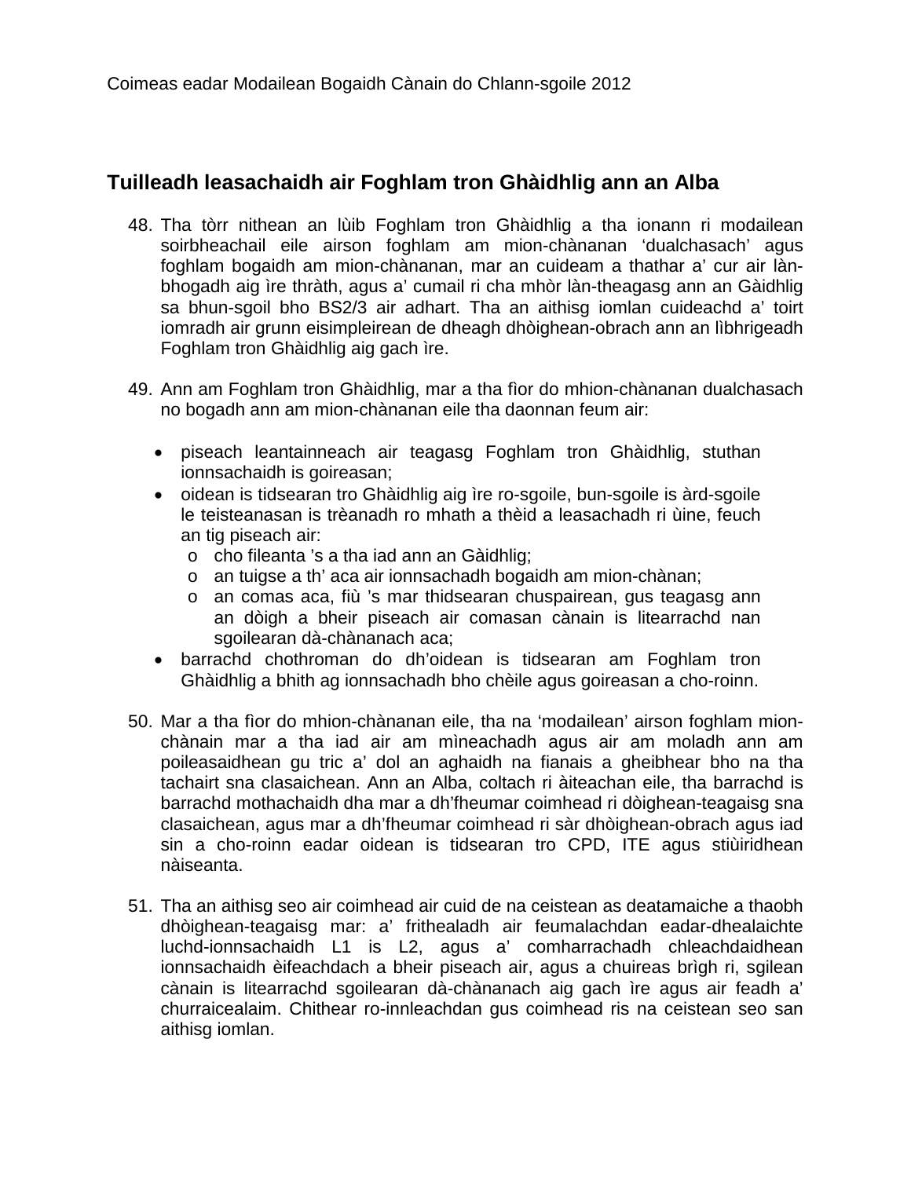## Tuilleadh leasachaidh air Foghlam tron Ghàidhlig ann an Alba

48. Tha tòrr nithean an lùib Foghlam tron Ghàidhlig a tha ionann ri modailean soirbheachail eile airson foghlam am mion-chànanan ‘dualchasach’ agus foghlam bogaidh am mion-chànanan, mar an cuideam a thathar a’ cur air làn-bhogadh aig ìre thràth, agus a’ cumail ri cha mhòr làn-theagasg ann an Gàidhlig sa bhun-sgoil bho BS2/3 air adhart. Tha an aithisg iomlan cuideachd a’ toirt iomradh air grunn eisimpleirean de dheagh dhòighean-obrach ann an lìbhrigeadh Foghlam tron Ghàidhlig aig gach ìre.

49. Ann am Foghlam tron Ghàidhlig, mar a tha fìor do mhion-chànanan dualchasach no bogadh ann am mion-chànanan eile tha daonnan feum air:

   - piseach leantainneach air teagasg Foghlam tron Ghàidhlig, stuthan ionnsachaidh is goireasan;
   - oidean is tidsearan tro Ghàidhlig aig ìre ro-sgoile, bun-sgoile is àrd-sgoile le teisteanasan is trèanadh ro mhath a thèid a leasachadh ri ùine, feuch an tig piseach air:
     - cho fileanta ’s a tha iad ann an Gàidhlig;
     - an tuigse a th’ aca air ionnsachadh bogaidh am mion-chànan;
     - an comas aca, fiù ’s mar thidsearan chuspairean, gus teagasg ann an dòigh a bheir piseach air comasan cànain is litearrachd nan sgoilearan dà-chànanach aca;
   - barrachd chothroman do dh’oidean is tidsearan am Foghlam tron Ghàidhlig a bhith ag ionnsachadh bho chèile agus goireasan a cho-roinn.

50. Mar a tha fìor do mhion-chànanan eile, tha na ‘modailean’ airson foghlam mion-chànain mar a tha iad air am mìneachadh agus air am moladh ann am poileasaidhean gu tric a’ dol an aghaidh na fianais a gheibhear bho na tha tachairt sna clasaichean. Ann an Alba, coltach ri àiteachan eile, tha barrachd is barrachd mothachaidh dha mar a dh’fheumar coimhead ri dòighean-teagaisg sna clasaichean, agus mar a dh’fheumar coimhead ri sàr dhòighean-obrach agus iad sin a cho-roinn eadar oidean is tidsearan tro CPD, ITE agus stiùiridhean nàiseanta.

51. Tha an aithisg seo air coimhead air cuid de na ceistean as deatamaiche a thaobh dhòighean-teagaisg mar: a’ frithealadh air feumalachdan eadar-dhealaichte luchd-ionnsachaidh L1 is L2, agus a’ comharrachadh chleachdaidhean ionnsachaidh èifeachdach a bheir piseach air, agus a chuireas brìgh ri, sgilean cànain is litearrachd sgoilearan dà-chànanach aig gach ìre agus air feadh a’ churraicealaim. Chithear ro-innleachdan gus coimhead ris na ceistean seo san aithisg iomlan.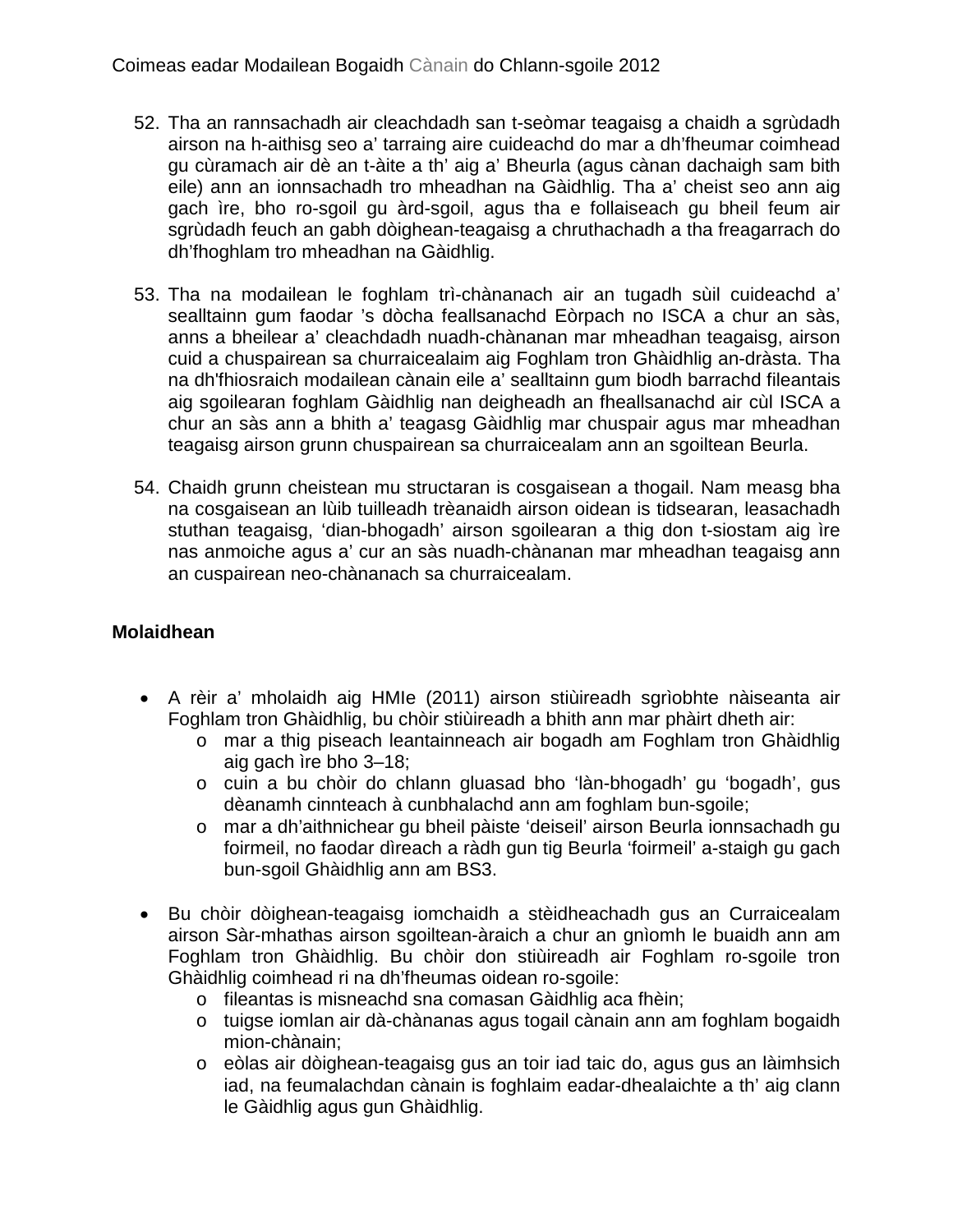52. Tha an rannsachadh air cleachdadh san t-seòmar teagaisg a chaidh a sgrùdadh airson na h-aithisg seo a' tarraing aire cuideachd do mar a dh'fheumar coimhead gu cùramach air dè an t-àite a th' aig a' Bheurla (agus cànan dachaigh sam bith eile) ann an ionnsachadh tro mheadhan na Gàidhlig. Tha a' cheist seo ann aig gach ìre, bho ro-sgoil gu àrd-sgoil, agus tha e follaiseach gu bheil feum air sgrùdadh feuch an gabh dòighean-teagaisg a chruthachadh a tha freagarrach do dh'fhoghlam tro mheadhan na Gàidhlig.

53. Tha na modailean le foghlam trì-chànanach air an tugadh sùil cuideachd a' sealltainn gum faodar 's dòcha feallsanachd Eòrpach no ISCA a chur an sàs, anns a bheilear a' cleachdadh nuadh-chànanan mar mheadhan teagaisg, airson cuid a chuspairean sa churraicealaim aig Foghlam tron Ghàidhlig an-dràsta. Tha na dh'fhiosraich modailean cànain eile a' sealltainn gum biodh barrachd fileantais aig sgoilearan foghlam Gàidhlig nan deigheadh an fheallsanachd air cùl ISCA a chur an sàs ann a bhith a' teagasg Gàidhlig mar chuspair agus mar mheadhan teagaisg airson grunn chuspairean sa churraicealam ann an sgoiltean Beurla.

54. Chaidh grunn cheistean mu structaran is cosgaisean a thogail. Nam measg bha na cosgaisean an lùib tuilleadh trèanaidh airson oidean is tidsearan, leasachadh stuthan teagaisg, 'dian-bhogadh' airson sgoilearan a thig don t-siostam aig ìre nas anmoiche agus a' cur an sàs nuadh-chànanan mar mheadhan teagaisg ann an cuspairean neo-chànanach sa churraicealam.

**Molaidhean**

- A rèir a' mholaidh aig HMIe (2011) airson stiùireadh sgrìobhte nàiseanta air Foghlam tron Ghàidhlig, bu chòir stiùireadh a bhith ann mar phàirt dheth air:
    - mar a thig piseach leantainneach air bogadh am Foghlam tron Ghàidhlig aig gach ìre bho 3–18;
    - cuin a bu chòir do chlann gluasad bho 'làn-bhogadh' gu 'bogadh', gus dèanamh cinnteach à cunbhalachd ann am foghlam bun-sgoile;
    - mar a dh'aithnichear gu bheil pàiste 'deiseil' airson Beurla ionnsachadh gu foirmeil, no faodar dìreach a ràdh gun tig Beurla 'foirmeil' a-staigh gu gach bun-sgoil Ghàidhlig ann am BS3.

- Bu chòir dòighean-teagaisg iomchaidh a stèidheachadh gus an Curraicealam airson Sàr-mhathas airson sgoiltean-àraich a chur an gnìomh le buaidh ann am Foghlam tron Ghàidhlig. Bu chòir don stiùireadh air Foghlam ro-sgoile tron Ghàidhlig coimhead ri na dh'fheumas oidean ro-sgoile:
    - fileantas is misneachd sna comasan Gàidhlig aca fhèin;
    - tuigse iomlan air dà-chànanas agus togail cànain ann am foghlam bogaidh mion-chànain;
    - eòlas air dòighean-teagaisg gus an toir iad taic do, agus gus an làimhsich iad, na feumalachdan cànain is foghlaim eadar-dhealaichte a th' aig clann le Gàidhlig agus gun Ghàidhlig.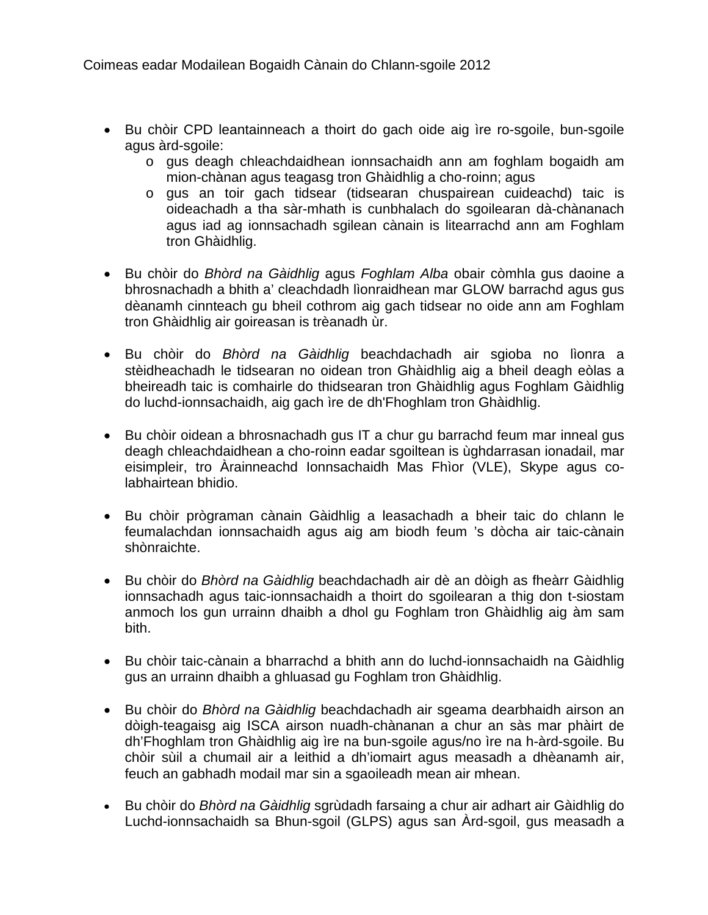- Bu chòir CPD leantainneach a thoirt do gach oide aig ìre ro-sgoile, bun-sgoile agus àrd-sgoile:
    - gus deagh chleachdaidhean ionnsachaidh ann am foghlam bogaidh am mion-chànan agus teagasg tron Ghàidhlig a cho-roinn; agus
    - gus an toir gach tidsear (tidsearan chuspairean cuideachd) taic is oideachadh a tha sàr-mhath is cunbhalach do sgoilearan dà-chànanach agus iad ag ionnsachadh sgilean cànain is litearrachd ann am Foghlam tron Ghàidhlig.

- Bu chòir do *Bhòrd na Gàidhlig* agus *Foghlam Alba* obair còmhla gus daoine a bhrosnachadh a bhith a' cleachdadh lìonraidhean mar GLOW barrachd agus gus dèanamh cinnteach gu bheil cothrom aig gach tidsear no oide ann am Foghlam tron Ghàidhlig air goireasan is trèanadh ùr.

- Bu chòir do *Bhòrd na Gàidhlig* beachdachadh air sgioba no lìonra a stèidheachadh le tidsearan no oidean tron Ghàidhlig aig a bheil deagh eòlas a bheireadh taic is comhairle do thidsearan tron Ghàidhlig agus Foghlam Gàidhlig do luchd-ionnsachaidh, aig gach ìre de dh'Fhoghlam tron Ghàidhlig.

- Bu chòir oidean a bhrosnachadh gus IT a chur gu barrachd feum mar inneal gus deagh chleachdaidhean a cho-roinn eadar sgoiltean is ùghdarrasan ionadail, mar eisimpleir, tro Àrainneachd Ionnsachaidh Mas Fhìor (VLE), Skype agus co-labhairtean bhidio.

- Bu chòir prògraman cànain Gàidhlig a leasachadh a bheir taic do chlann le feumalachdan ionnsachaidh agus aig am biodh feum 's dòcha air taic-cànain shònraichte.

- Bu chòir do *Bhòrd na Gàidhlig* beachdachadh air dè an dòigh as fheàrr Gàidhlig ionnsachadh agus taic-ionnsachaidh a thoirt do sgoilearan a thig don t-siostam anmoch los gun urrainn dhaibh a dhol gu Foghlam tron Ghàidhlig aig àm sam bith.

- Bu chòir taic-cànain a bharrachd a bhith ann do luchd-ionnsachaidh na Gàidhlig gus an urrainn dhaibh a ghluasad gu Foghlam tron Ghàidhlig.

- Bu chòir do *Bhòrd na Gàidhlig* beachdachadh air sgeama dearbhaidh airson an dòigh-teagaisg aig ISCA airson nuadh-chànanan a chur an sàs mar phàirt de dh'Fhoghlam tron Ghàidhlig aig ìre na bun-sgoile agus/no ìre na h-àrd-sgoile. Bu chòir sùil a chumail air a leithid a dh'iomairt agus measadh a dhèanamh air, feuch an gabhadh modail mar sin a sgaoileadh mean air mhean.

- Bu chòir do *Bhòrd na Gàidhlig* sgrùdadh farsaing a chur air adhart air Gàidhlig do Luchd-ionnsachaidh sa Bhun-sgoil (GLPS) agus san Àrd-sgoil, gus measadh a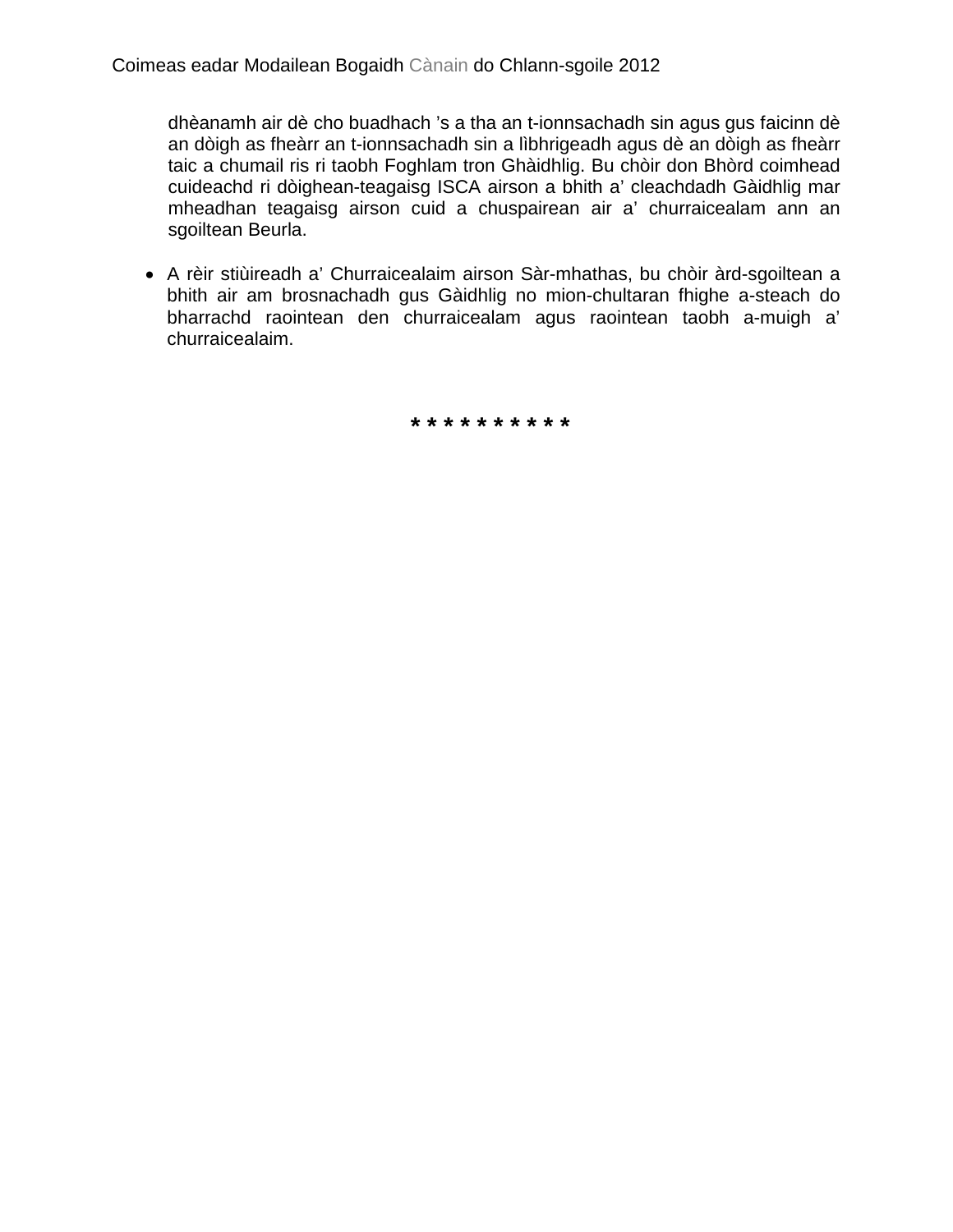dhèanamh air dè cho buadhach 's a tha an t-ionnsachadh sin agus gus faicinn dè an dòigh as fheàrr an t-ionnsachadh sin a lìbhrigeadh agus dè an dòigh as fheàrr taic a chumail ris ri taobh Foghlam tron Ghàidhlig. Bu chòir don Bhòrd coimhead cuideachd ri dòighean-teagaisg ISCA airson a bhith a' cleachdadh Gàidhlig mar mheadhan teagaisg airson cuid a chuspairean air a' churraicealam ann an sgoiltean Beurla.

- A rèir stiùireadh a' Churraicealaim airson Sàr-mhathas, bu chòir àrd-sgoiltean a bhith air am brosnachadh gus Gàidhlig no mion-chultaran fhighe a-steach do bharrachd raointean den churraicealam agus raointean taobh a-muigh a' churraicealaim.

* * * * * * * * * *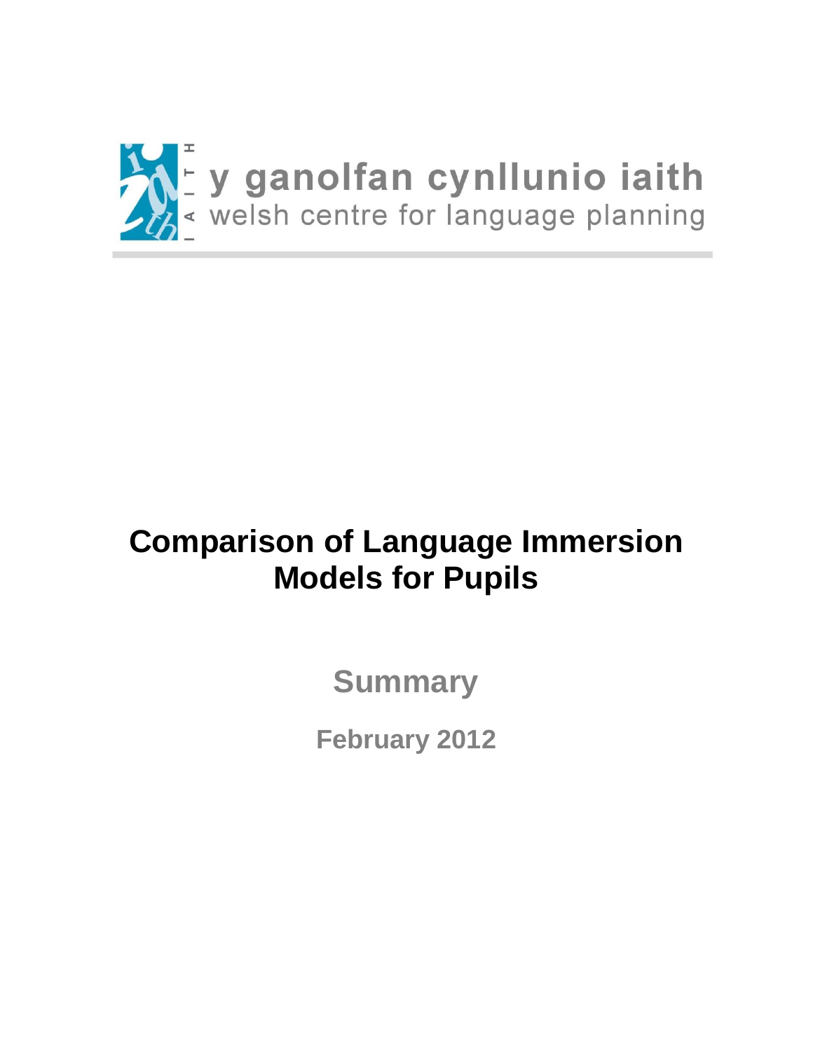y ganolfan cynllunio iaith
welsh centre for language planning

# Comparison of Language Immersion Models for Pupils

## Summary

### February 2012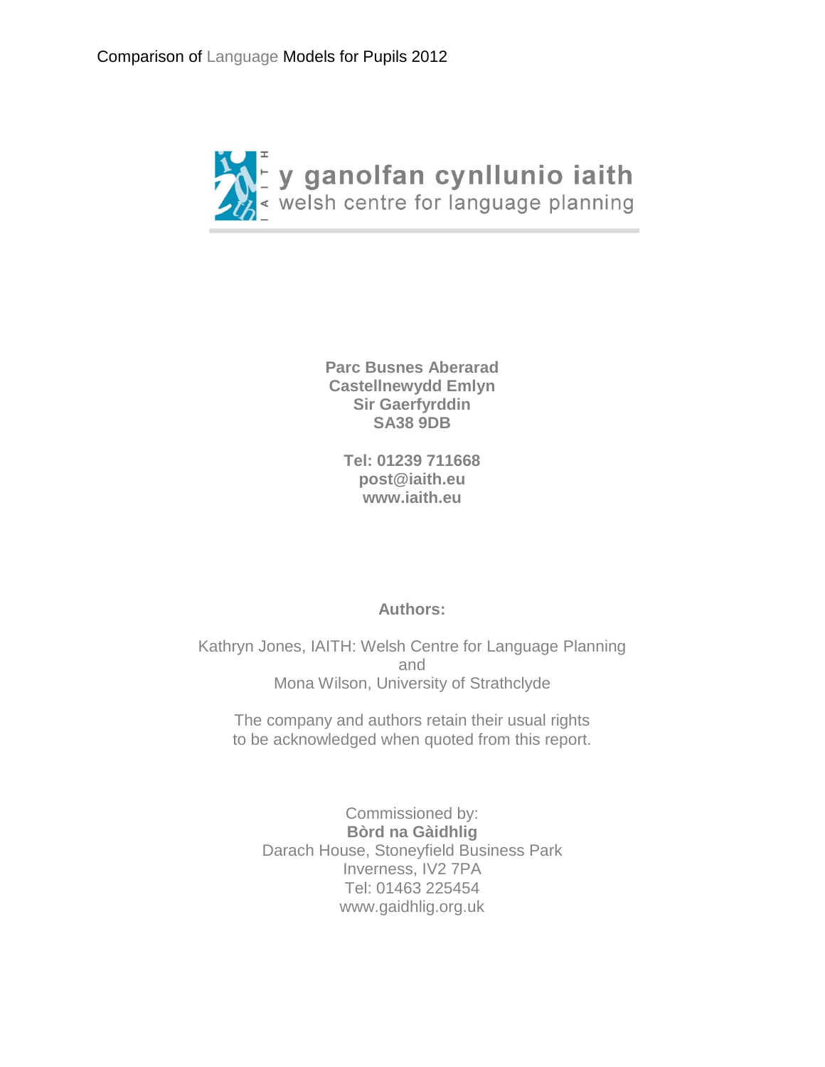y ganolfan cynllunio iaith
welsh centre for language planning

**Parc Busnes Aberarad**
**Castellnewydd Emlyn**
**Sir Gaerfyrddin**
**SA38 9DB**

**Tel: 01239 711668**
**post@iaith.eu**
**www.iaith.eu**

**Authors:**

Kathryn Jones, IAITH: Welsh Centre for Language Planning
and
Mona Wilson, University of Strathclyde

The company and authors retain their usual rights
to be acknowledged when quoted from this report.

Commissioned by:
**Bòrd na Gàidhlig**
Darach House, Stoneyfield Business Park
Inverness, IV2 7PA
Tel: 01463 225454
www.gaidhlig.org.uk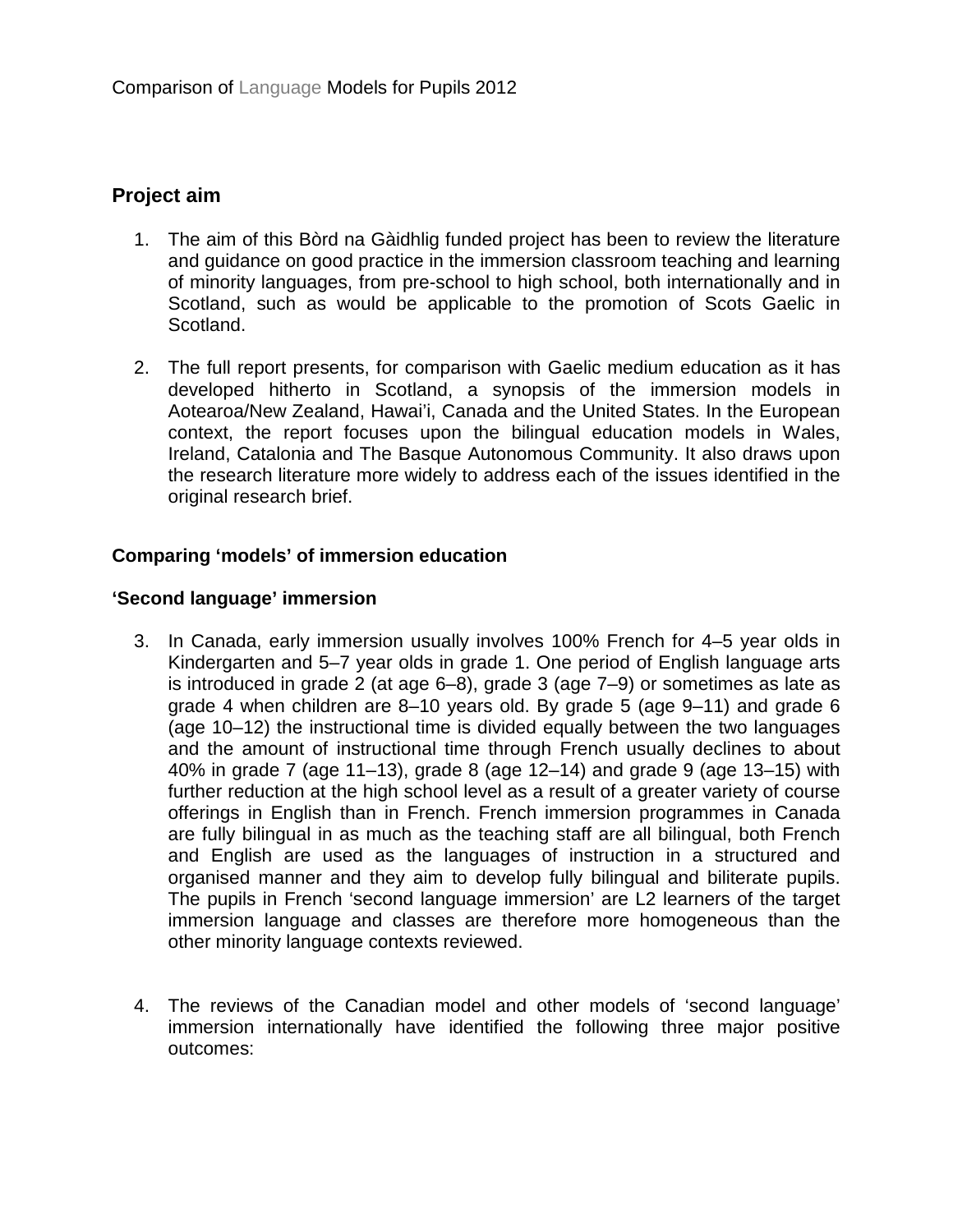Comparison of Language Models for Pupils 2012

## Project aim

1. The aim of this Bòrd na Gàidhlig funded project has been to review the literature and guidance on good practice in the immersion classroom teaching and learning of minority languages, from pre-school to high school, both internationally and in Scotland, such as would be applicable to the promotion of Scots Gaelic in Scotland.

2. The full report presents, for comparison with Gaelic medium education as it has developed hitherto in Scotland, a synopsis of the immersion models in Aotearoa/New Zealand, Hawai'i, Canada and the United States. In the European context, the report focuses upon the bilingual education models in Wales, Ireland, Catalonia and The Basque Autonomous Community. It also draws upon the research literature more widely to address each of the issues identified in the original research brief.

### Comparing 'models' of immersion education

### 'Second language' immersion

3. In Canada, early immersion usually involves 100% French for 4–5 year olds in Kindergarten and 5–7 year olds in grade 1. One period of English language arts is introduced in grade 2 (at age 6–8), grade 3 (age 7–9) or sometimes as late as grade 4 when children are 8–10 years old. By grade 5 (age 9–11) and grade 6 (age 10–12) the instructional time is divided equally between the two languages and the amount of instructional time through French usually declines to about 40% in grade 7 (age 11–13), grade 8 (age 12–14) and grade 9 (age 13–15) with further reduction at the high school level as a result of a greater variety of course offerings in English than in French. French immersion programmes in Canada are fully bilingual in as much as the teaching staff are all bilingual, both French and English are used as the languages of instruction in a structured and organised manner and they aim to develop fully bilingual and biliterate pupils. The pupils in French 'second language immersion' are L2 learners of the target immersion language and classes are therefore more homogeneous than the other minority language contexts reviewed.

4. The reviews of the Canadian model and other models of 'second language' immersion internationally have identified the following three major positive outcomes: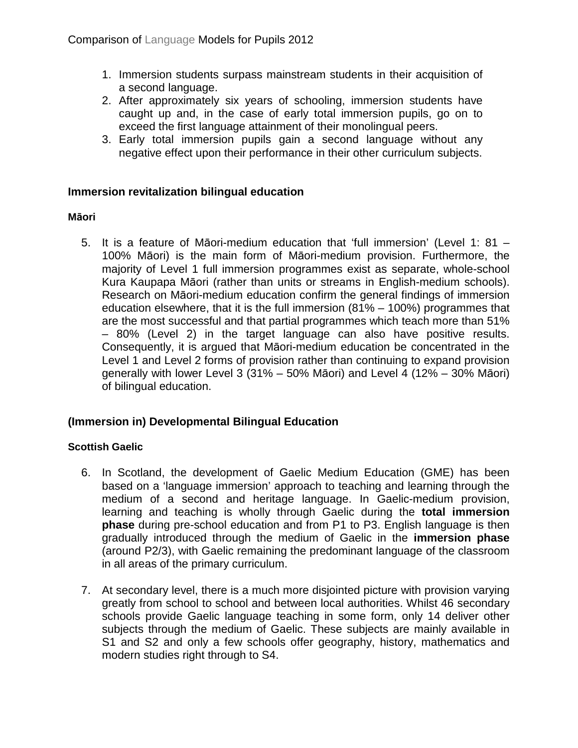1. Immersion students surpass mainstream students in their acquisition of a second language.
2. After approximately six years of schooling, immersion students have caught up and, in the case of early total immersion pupils, go on to exceed the first language attainment of their monolingual peers.
3. Early total immersion pupils gain a second language without any negative effect upon their performance in their other curriculum subjects.

## Immersion revitalization bilingual education

### Māori

5. It is a feature of Māori-medium education that 'full immersion' (Level 1: 81 – 100% Māori) is the main form of Māori-medium provision. Furthermore, the majority of Level 1 full immersion programmes exist as separate, whole-school Kura Kaupapa Māori (rather than units or streams in English-medium schools). Research on Māori-medium education confirm the general findings of immersion education elsewhere, that it is the full immersion (81% – 100%) programmes that are the most successful and that partial programmes which teach more than 51% – 80% (Level 2) in the target language can also have positive results. Consequently, it is argued that Māori-medium education be concentrated in the Level 1 and Level 2 forms of provision rather than continuing to expand provision generally with lower Level 3 (31% – 50% Māori) and Level 4 (12% – 30% Māori) of bilingual education.

## (Immersion in) Developmental Bilingual Education

### Scottish Gaelic

6. In Scotland, the development of Gaelic Medium Education (GME) has been based on a 'language immersion' approach to teaching and learning through the medium of a second and heritage language. In Gaelic-medium provision, learning and teaching is wholly through Gaelic during the **total immersion phase** during pre-school education and from P1 to P3. English language is then gradually introduced through the medium of Gaelic in the **immersion phase** (around P2/3), with Gaelic remaining the predominant language of the classroom in all areas of the primary curriculum.

7. At secondary level, there is a much more disjointed picture with provision varying greatly from school to school and between local authorities. Whilst 46 secondary schools provide Gaelic language teaching in some form, only 14 deliver other subjects through the medium of Gaelic. These subjects are mainly available in S1 and S2 and only a few schools offer geography, history, mathematics and modern studies right through to S4.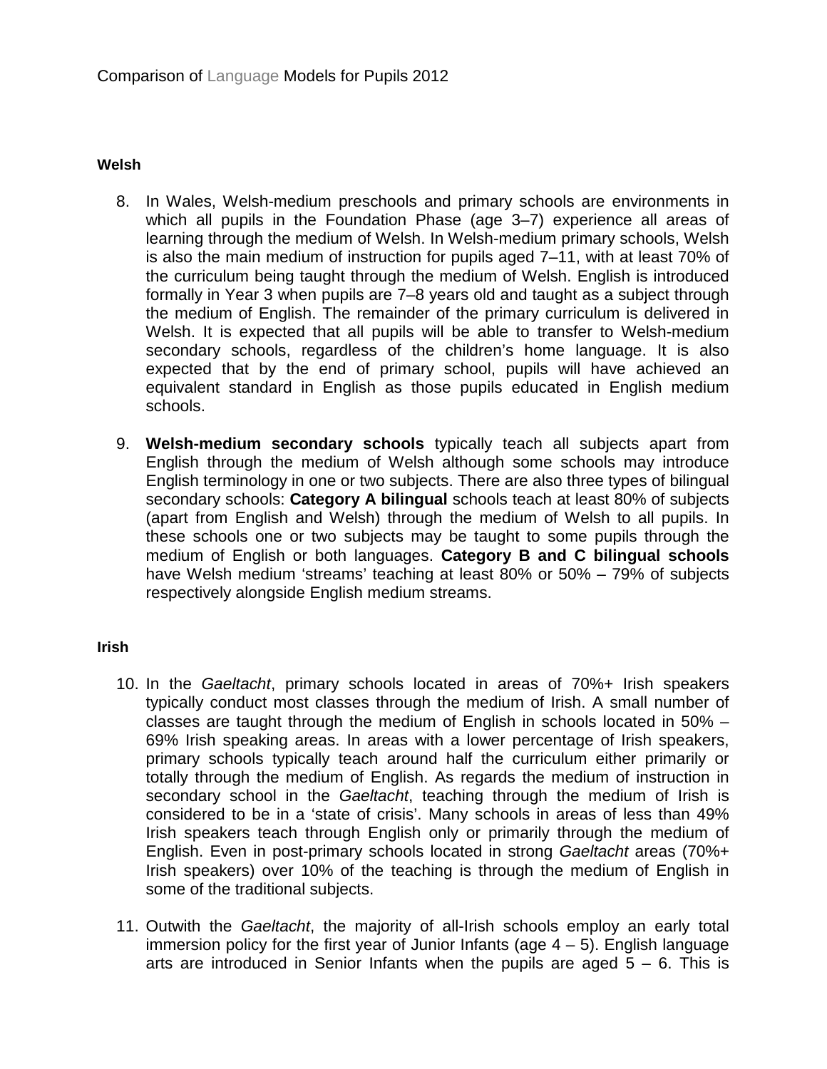Comparison of Language Models for Pupils 2012

**Welsh**

8. In Wales, Welsh-medium preschools and primary schools are environments in which all pupils in the Foundation Phase (age 3–7) experience all areas of learning through the medium of Welsh. In Welsh-medium primary schools, Welsh is also the main medium of instruction for pupils aged 7–11, with at least 70% of the curriculum being taught through the medium of Welsh. English is introduced formally in Year 3 when pupils are 7–8 years old and taught as a subject through the medium of English. The remainder of the primary curriculum is delivered in Welsh. It is expected that all pupils will be able to transfer to Welsh-medium secondary schools, regardless of the children's home language. It is also expected that by the end of primary school, pupils will have achieved an equivalent standard in English as those pupils educated in English medium schools.

9. **Welsh-medium secondary schools** typically teach all subjects apart from English through the medium of Welsh although some schools may introduce English terminology in one or two subjects. There are also three types of bilingual secondary schools: **Category A bilingual** schools teach at least 80% of subjects (apart from English and Welsh) through the medium of Welsh to all pupils. In these schools one or two subjects may be taught to some pupils through the medium of English or both languages. **Category B and C bilingual schools** have Welsh medium 'streams' teaching at least 80% or 50% – 79% of subjects respectively alongside English medium streams.

**Irish**

10. In the *Gaeltacht*, primary schools located in areas of 70%+ Irish speakers typically conduct most classes through the medium of Irish. A small number of classes are taught through the medium of English in schools located in 50% – 69% Irish speaking areas. In areas with a lower percentage of Irish speakers, primary schools typically teach around half the curriculum either primarily or totally through the medium of English. As regards the medium of instruction in secondary school in the *Gaeltacht*, teaching through the medium of Irish is considered to be in a 'state of crisis'. Many schools in areas of less than 49% Irish speakers teach through English only or primarily through the medium of English. Even in post-primary schools located in strong *Gaeltacht* areas (70%+ Irish speakers) over 10% of the teaching is through the medium of English in some of the traditional subjects.

11. Outwith the *Gaeltacht*, the majority of all-Irish schools employ an early total immersion policy for the first year of Junior Infants (age 4 – 5). English language arts are introduced in Senior Infants when the pupils are aged 5 – 6. This is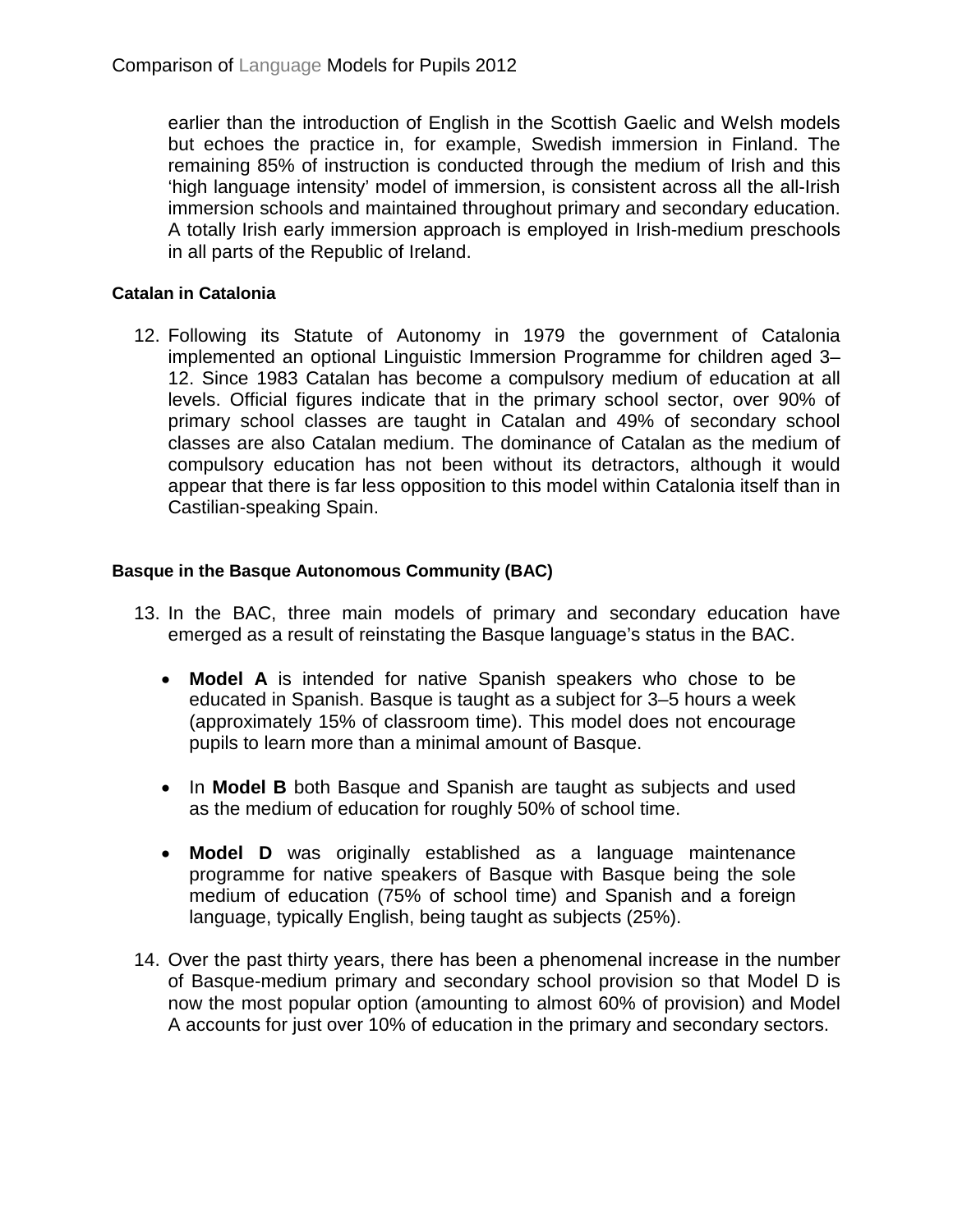earlier than the introduction of English in the Scottish Gaelic and Welsh models but echoes the practice in, for example, Swedish immersion in Finland. The remaining 85% of instruction is conducted through the medium of Irish and this 'high language intensity' model of immersion, is consistent across all the all-Irish immersion schools and maintained throughout primary and secondary education. A totally Irish early immersion approach is employed in Irish-medium preschools in all parts of the Republic of Ireland.

#### Catalan in Catalonia

12. Following its Statute of Autonomy in 1979 the government of Catalonia implemented an optional Linguistic Immersion Programme for children aged 3–12. Since 1983 Catalan has become a compulsory medium of education at all levels. Official figures indicate that in the primary school sector, over 90% of primary school classes are taught in Catalan and 49% of secondary school classes are also Catalan medium. The dominance of Catalan as the medium of compulsory education has not been without its detractors, although it would appear that there is far less opposition to this model within Catalonia itself than in Castilian-speaking Spain.

#### Basque in the Basque Autonomous Community (BAC)

13. In the BAC, three main models of primary and secondary education have emerged as a result of reinstating the Basque language's status in the BAC.

    - **Model A** is intended for native Spanish speakers who chose to be educated in Spanish. Basque is taught as a subject for 3–5 hours a week (approximately 15% of classroom time). This model does not encourage pupils to learn more than a minimal amount of Basque.

    - In **Model B** both Basque and Spanish are taught as subjects and used as the medium of education for roughly 50% of school time.

    - **Model D** was originally established as a language maintenance programme for native speakers of Basque with Basque being the sole medium of education (75% of school time) and Spanish and a foreign language, typically English, being taught as subjects (25%).

14. Over the past thirty years, there has been a phenomenal increase in the number of Basque-medium primary and secondary school provision so that Model D is now the most popular option (amounting to almost 60% of provision) and Model A accounts for just over 10% of education in the primary and secondary sectors.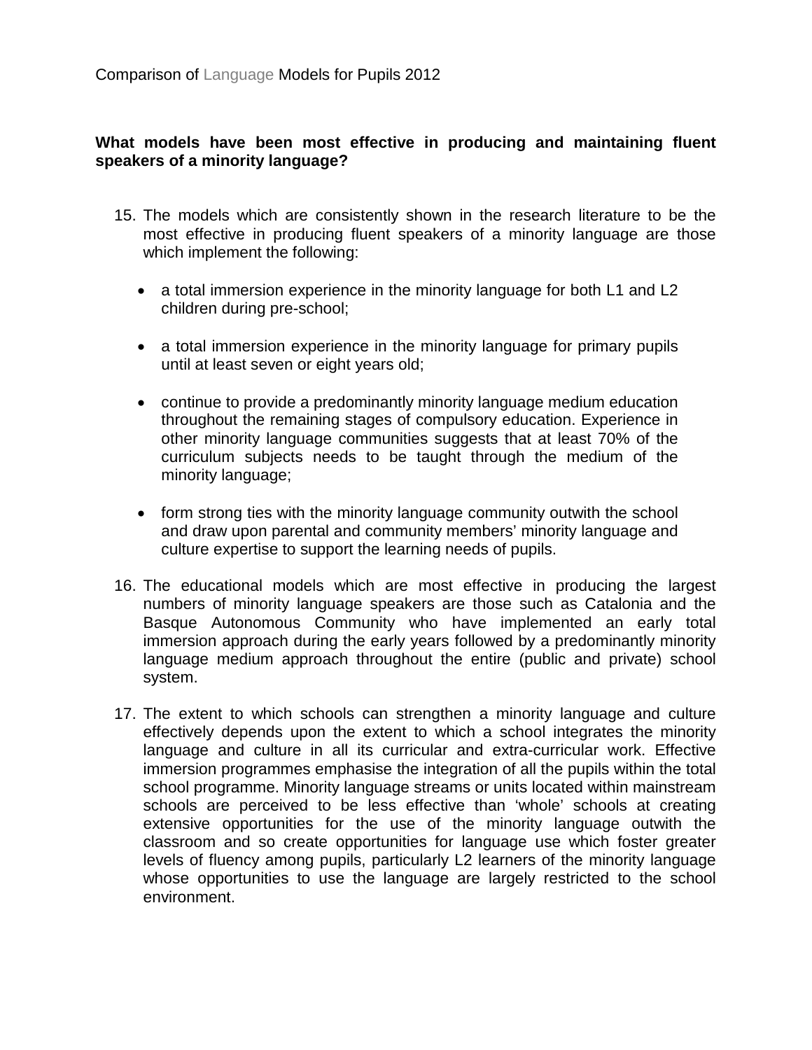**What models have been most effective in producing and maintaining fluent speakers of a minority language?**

15. The models which are consistently shown in the research literature to be the most effective in producing fluent speakers of a minority language are those which implement the following:

    - a total immersion experience in the minority language for both L1 and L2 children during pre-school;
    - a total immersion experience in the minority language for primary pupils until at least seven or eight years old;
    - continue to provide a predominantly minority language medium education throughout the remaining stages of compulsory education. Experience in other minority language communities suggests that at least 70% of the curriculum subjects needs to be taught through the medium of the minority language;
    - form strong ties with the minority language community outwith the school and draw upon parental and community members' minority language and culture expertise to support the learning needs of pupils.

16. The educational models which are most effective in producing the largest numbers of minority language speakers are those such as Catalonia and the Basque Autonomous Community who have implemented an early total immersion approach during the early years followed by a predominantly minority language medium approach throughout the entire (public and private) school system.

17. The extent to which schools can strengthen a minority language and culture effectively depends upon the extent to which a school integrates the minority language and culture in all its curricular and extra-curricular work. Effective immersion programmes emphasise the integration of all the pupils within the total school programme. Minority language streams or units located within mainstream schools are perceived to be less effective than 'whole' schools at creating extensive opportunities for the use of the minority language outwith the classroom and so create opportunities for language use which foster greater levels of fluency among pupils, particularly L2 learners of the minority language whose opportunities to use the language are largely restricted to the school environment.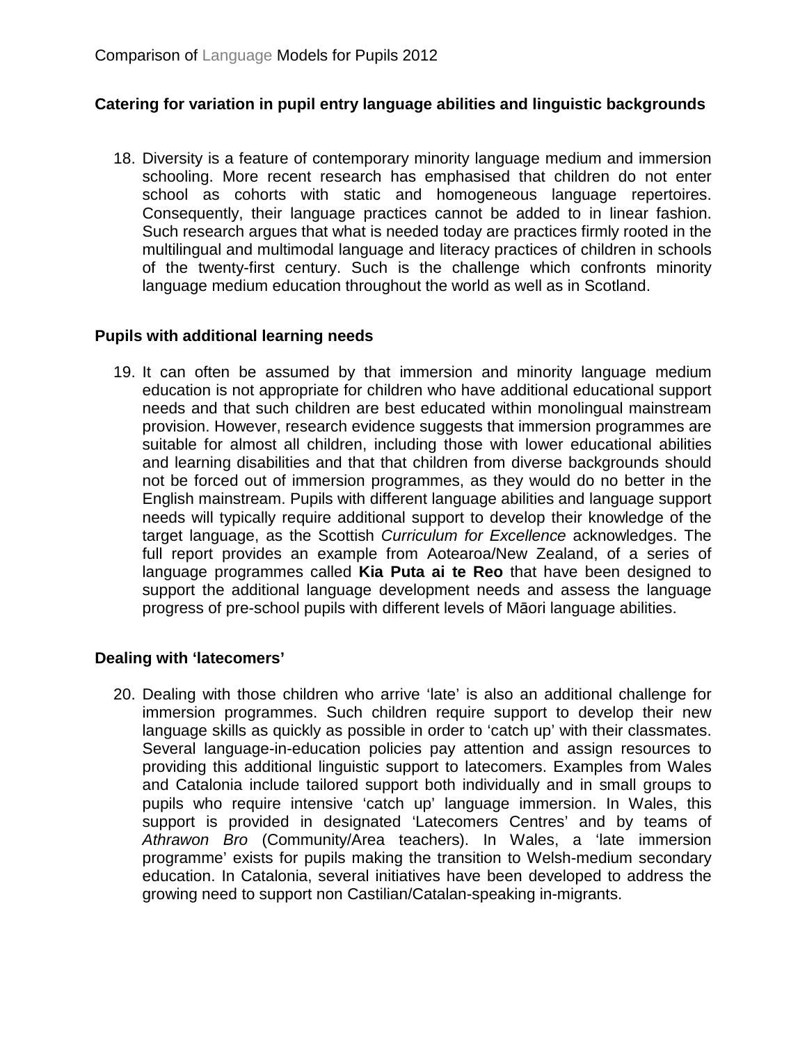**Catering for variation in pupil entry language abilities and linguistic backgrounds**

18. Diversity is a feature of contemporary minority language medium and immersion schooling. More recent research has emphasised that children do not enter school as cohorts with static and homogeneous language repertoires. Consequently, their language practices cannot be added to in linear fashion. Such research argues that what is needed today are practices firmly rooted in the multilingual and multimodal language and literacy practices of children in schools of the twenty-first century. Such is the challenge which confronts minority language medium education throughout the world as well as in Scotland.

**Pupils with additional learning needs**

19. It can often be assumed by that immersion and minority language medium education is not appropriate for children who have additional educational support needs and that such children are best educated within monolingual mainstream provision. However, research evidence suggests that immersion programmes are suitable for almost all children, including those with lower educational abilities and learning disabilities and that that children from diverse backgrounds should not be forced out of immersion programmes, as they would do no better in the English mainstream. Pupils with different language abilities and language support needs will typically require additional support to develop their knowledge of the target language, as the Scottish *Curriculum for Excellence* acknowledges. The full report provides an example from Aotearoa/New Zealand, of a series of language programmes called **Kia Puta ai te Reo** that have been designed to support the additional language development needs and assess the language progress of pre-school pupils with different levels of Māori language abilities.

**Dealing with 'latecomers'**

20. Dealing with those children who arrive 'late' is also an additional challenge for immersion programmes. Such children require support to develop their new language skills as quickly as possible in order to 'catch up' with their classmates. Several language-in-education policies pay attention and assign resources to providing this additional linguistic support to latecomers. Examples from Wales and Catalonia include tailored support both individually and in small groups to pupils who require intensive 'catch up' language immersion. In Wales, this support is provided in designated 'Latecomers Centres' and by teams of *Athrawon Bro* (Community/Area teachers). In Wales, a 'late immersion programme' exists for pupils making the transition to Welsh-medium secondary education. In Catalonia, several initiatives have been developed to address the growing need to support non Castilian/Catalan-speaking in-migrants.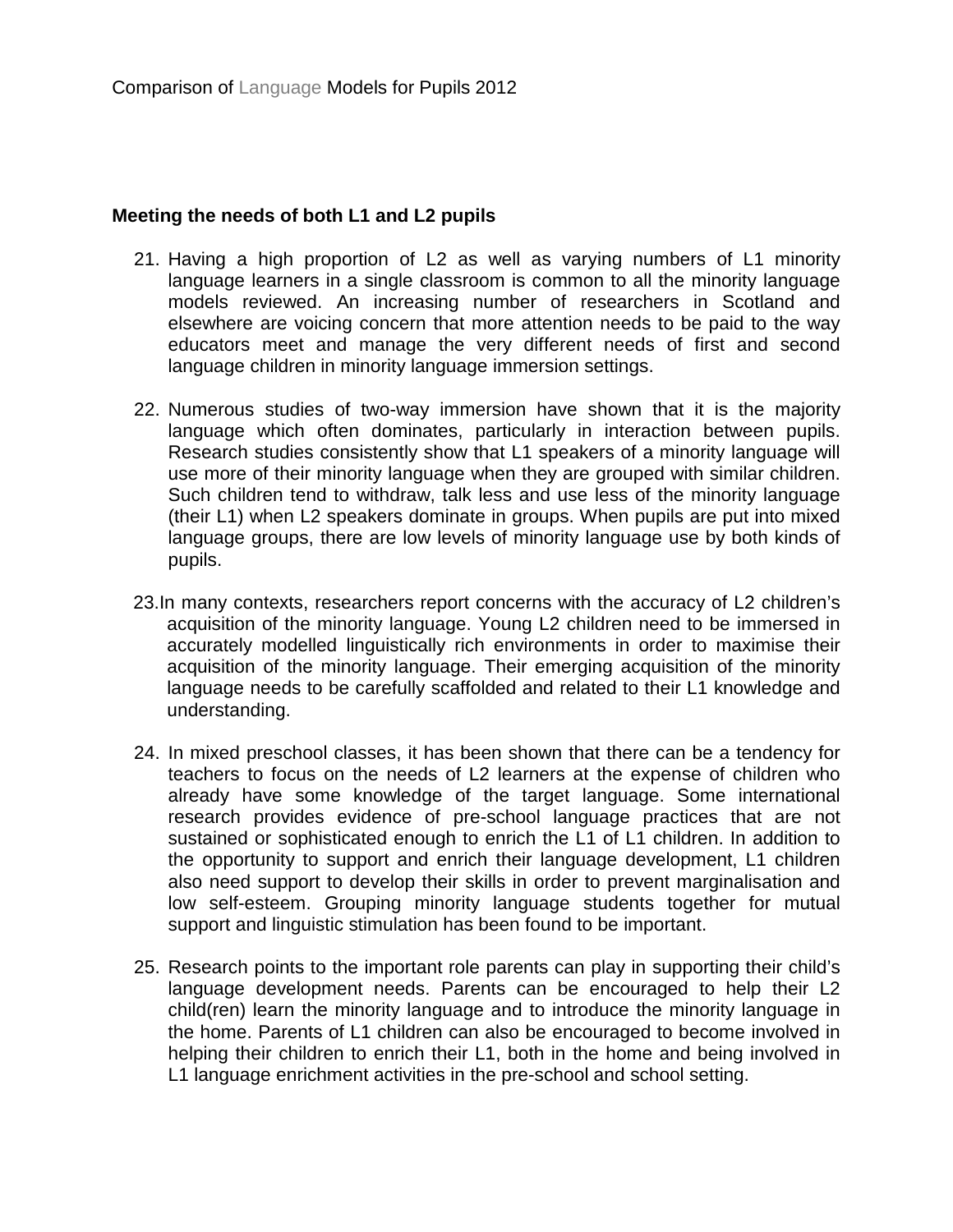## Meeting the needs of both L1 and L2 pupils

21. Having a high proportion of L2 as well as varying numbers of L1 minority language learners in a single classroom is common to all the minority language models reviewed. An increasing number of researchers in Scotland and elsewhere are voicing concern that more attention needs to be paid to the way educators meet and manage the very different needs of first and second language children in minority language immersion settings.

22. Numerous studies of two-way immersion have shown that it is the majority language which often dominates, particularly in interaction between pupils. Research studies consistently show that L1 speakers of a minority language will use more of their minority language when they are grouped with similar children. Such children tend to withdraw, talk less and use less of the minority language (their L1) when L2 speakers dominate in groups. When pupils are put into mixed language groups, there are low levels of minority language use by both kinds of pupils.

23. In many contexts, researchers report concerns with the accuracy of L2 children's acquisition of the minority language. Young L2 children need to be immersed in accurately modelled linguistically rich environments in order to maximise their acquisition of the minority language. Their emerging acquisition of the minority language needs to be carefully scaffolded and related to their L1 knowledge and understanding.

24. In mixed preschool classes, it has been shown that there can be a tendency for teachers to focus on the needs of L2 learners at the expense of children who already have some knowledge of the target language. Some international research provides evidence of pre-school language practices that are not sustained or sophisticated enough to enrich the L1 of L1 children. In addition to the opportunity to support and enrich their language development, L1 children also need support to develop their skills in order to prevent marginalisation and low self-esteem. Grouping minority language students together for mutual support and linguistic stimulation has been found to be important.

25. Research points to the important role parents can play in supporting their child's language development needs. Parents can be encouraged to help their L2 child(ren) learn the minority language and to introduce the minority language in the home. Parents of L1 children can also be encouraged to become involved in helping their children to enrich their L1, both in the home and being involved in L1 language enrichment activities in the pre-school and school setting.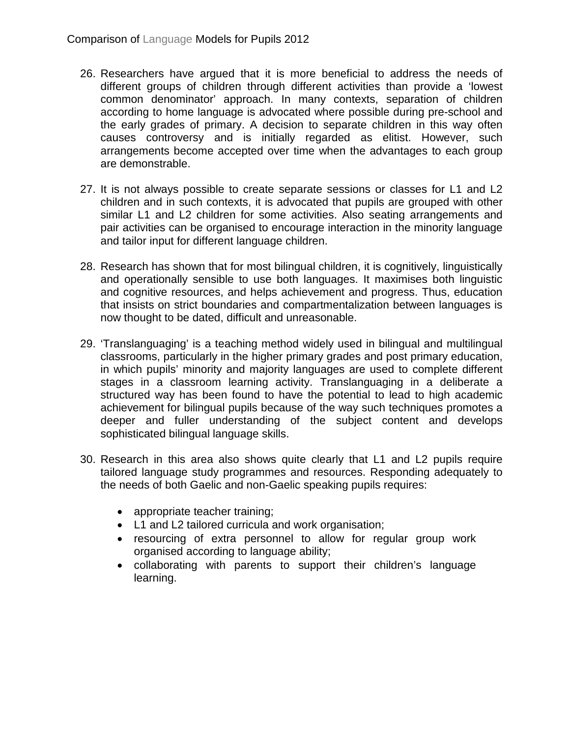26. Researchers have argued that it is more beneficial to address the needs of different groups of children through different activities than provide a 'lowest common denominator' approach. In many contexts, separation of children according to home language is advocated where possible during pre-school and the early grades of primary. A decision to separate children in this way often causes controversy and is initially regarded as elitist. However, such arrangements become accepted over time when the advantages to each group are demonstrable.

27. It is not always possible to create separate sessions or classes for L1 and L2 children and in such contexts, it is advocated that pupils are grouped with other similar L1 and L2 children for some activities. Also seating arrangements and pair activities can be organised to encourage interaction in the minority language and tailor input for different language children.

28. Research has shown that for most bilingual children, it is cognitively, linguistically and operationally sensible to use both languages. It maximises both linguistic and cognitive resources, and helps achievement and progress. Thus, education that insists on strict boundaries and compartmentalization between languages is now thought to be dated, difficult and unreasonable.

29. 'Translanguaging' is a teaching method widely used in bilingual and multilingual classrooms, particularly in the higher primary grades and post primary education, in which pupils' minority and majority languages are used to complete different stages in a classroom learning activity. Translanguaging in a deliberate a structured way has been found to have the potential to lead to high academic achievement for bilingual pupils because of the way such techniques promotes a deeper and fuller understanding of the subject content and develops sophisticated bilingual language skills.

30. Research in this area also shows quite clearly that L1 and L2 pupils require tailored language study programmes and resources. Responding adequately to the needs of both Gaelic and non-Gaelic speaking pupils requires:

    - appropriate teacher training;
    - L1 and L2 tailored curricula and work organisation;
    - resourcing of extra personnel to allow for regular group work organised according to language ability;
    - collaborating with parents to support their children's language learning.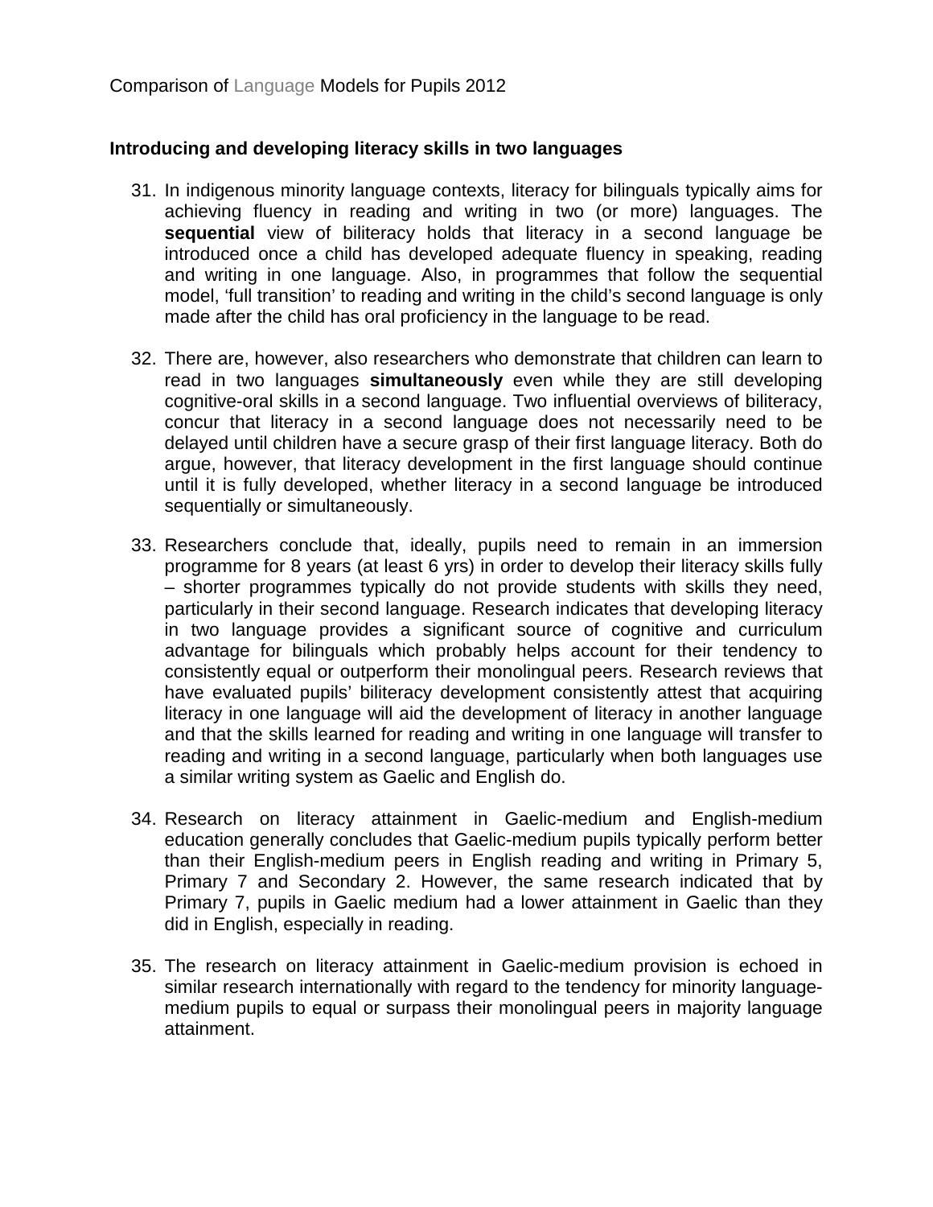## Introducing and developing literacy skills in two languages

31. In indigenous minority language contexts, literacy for bilinguals typically aims for achieving fluency in reading and writing in two (or more) languages. The **sequential** view of biliteracy holds that literacy in a second language be introduced once a child has developed adequate fluency in speaking, reading and writing in one language. Also, in programmes that follow the sequential model, 'full transition' to reading and writing in the child's second language is only made after the child has oral proficiency in the language to be read.

32. There are, however, also researchers who demonstrate that children can learn to read in two languages **simultaneously** even while they are still developing cognitive-oral skills in a second language. Two influential overviews of biliteracy, concur that literacy in a second language does not necessarily need to be delayed until children have a secure grasp of their first language literacy. Both do argue, however, that literacy development in the first language should continue until it is fully developed, whether literacy in a second language be introduced sequentially or simultaneously.

33. Researchers conclude that, ideally, pupils need to remain in an immersion programme for 8 years (at least 6 yrs) in order to develop their literacy skills fully – shorter programmes typically do not provide students with skills they need, particularly in their second language. Research indicates that developing literacy in two language provides a significant source of cognitive and curriculum advantage for bilinguals which probably helps account for their tendency to consistently equal or outperform their monolingual peers. Research reviews that have evaluated pupils' biliteracy development consistently attest that acquiring literacy in one language will aid the development of literacy in another language and that the skills learned for reading and writing in one language will transfer to reading and writing in a second language, particularly when both languages use a similar writing system as Gaelic and English do.

34. Research on literacy attainment in Gaelic-medium and English-medium education generally concludes that Gaelic-medium pupils typically perform better than their English-medium peers in English reading and writing in Primary 5, Primary 7 and Secondary 2. However, the same research indicated that by Primary 7, pupils in Gaelic medium had a lower attainment in Gaelic than they did in English, especially in reading.

35. The research on literacy attainment in Gaelic-medium provision is echoed in similar research internationally with regard to the tendency for minority language-medium pupils to equal or surpass their monolingual peers in majority language attainment.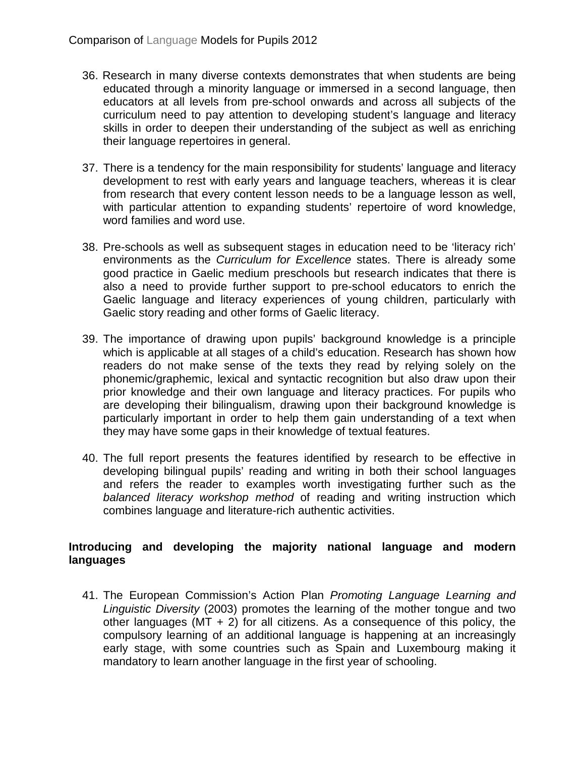36. Research in many diverse contexts demonstrates that when students are being educated through a minority language or immersed in a second language, then educators at all levels from pre-school onwards and across all subjects of the curriculum need to pay attention to developing student's language and literacy skills in order to deepen their understanding of the subject as well as enriching their language repertoires in general.

37. There is a tendency for the main responsibility for students' language and literacy development to rest with early years and language teachers, whereas it is clear from research that every content lesson needs to be a language lesson as well, with particular attention to expanding students' repertoire of word knowledge, word families and word use.

38. Pre-schools as well as subsequent stages in education need to be 'literacy rich' environments as the *Curriculum for Excellence* states. There is already some good practice in Gaelic medium preschools but research indicates that there is also a need to provide further support to pre-school educators to enrich the Gaelic language and literacy experiences of young children, particularly with Gaelic story reading and other forms of Gaelic literacy.

39. The importance of drawing upon pupils' background knowledge is a principle which is applicable at all stages of a child's education. Research has shown how readers do not make sense of the texts they read by relying solely on the phonemic/graphemic, lexical and syntactic recognition but also draw upon their prior knowledge and their own language and literacy practices. For pupils who are developing their bilingualism, drawing upon their background knowledge is particularly important in order to help them gain understanding of a text when they may have some gaps in their knowledge of textual features.

40. The full report presents the features identified by research to be effective in developing bilingual pupils' reading and writing in both their school languages and refers the reader to examples worth investigating further such as the *balanced literacy workshop method* of reading and writing instruction which combines language and literature-rich authentic activities.

**Introducing and developing the majority national language and modern languages**

41. The European Commission's Action Plan *Promoting Language Learning and Linguistic Diversity* (2003) promotes the learning of the mother tongue and two other languages (MT + 2) for all citizens. As a consequence of this policy, the compulsory learning of an additional language is happening at an increasingly early stage, with some countries such as Spain and Luxembourg making it mandatory to learn another language in the first year of schooling.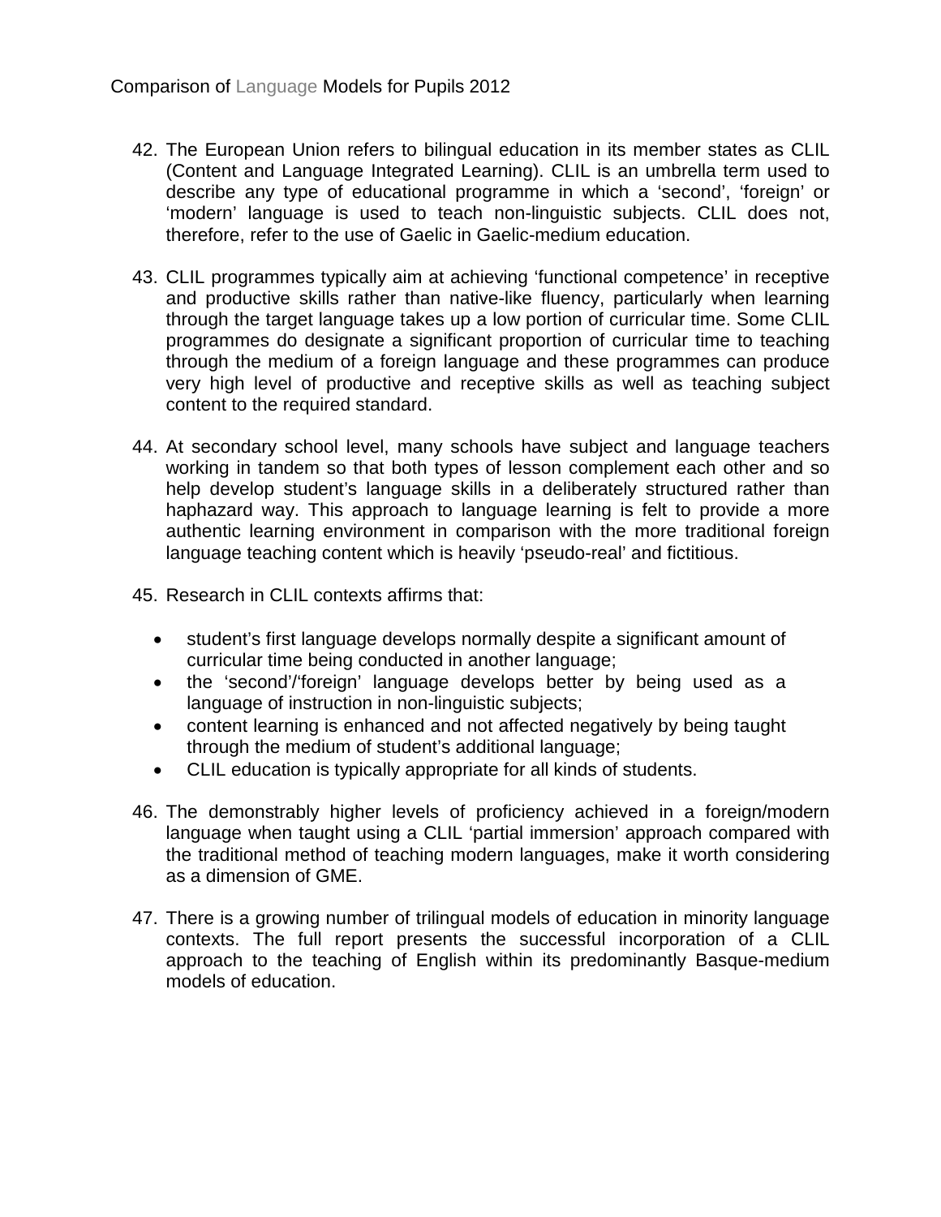42. The European Union refers to bilingual education in its member states as CLIL (Content and Language Integrated Learning). CLIL is an umbrella term used to describe any type of educational programme in which a 'second', 'foreign' or 'modern' language is used to teach non-linguistic subjects. CLIL does not, therefore, refer to the use of Gaelic in Gaelic-medium education.

43. CLIL programmes typically aim at achieving 'functional competence' in receptive and productive skills rather than native-like fluency, particularly when learning through the target language takes up a low portion of curricular time. Some CLIL programmes do designate a significant proportion of curricular time to teaching through the medium of a foreign language and these programmes can produce very high level of productive and receptive skills as well as teaching subject content to the required standard.

44. At secondary school level, many schools have subject and language teachers working in tandem so that both types of lesson complement each other and so help develop student's language skills in a deliberately structured rather than haphazard way. This approach to language learning is felt to provide a more authentic learning environment in comparison with the more traditional foreign language teaching content which is heavily 'pseudo-real' and fictitious.

45. Research in CLIL contexts affirms that:

    - student's first language develops normally despite a significant amount of curricular time being conducted in another language;
    - the 'second'/'foreign' language develops better by being used as a language of instruction in non-linguistic subjects;
    - content learning is enhanced and not affected negatively by being taught through the medium of student's additional language;
    - CLIL education is typically appropriate for all kinds of students.

46. The demonstrably higher levels of proficiency achieved in a foreign/modern language when taught using a CLIL 'partial immersion' approach compared with the traditional method of teaching modern languages, make it worth considering as a dimension of GME.

47. There is a growing number of trilingual models of education in minority language contexts. The full report presents the successful incorporation of a CLIL approach to the teaching of English within its predominantly Basque-medium models of education.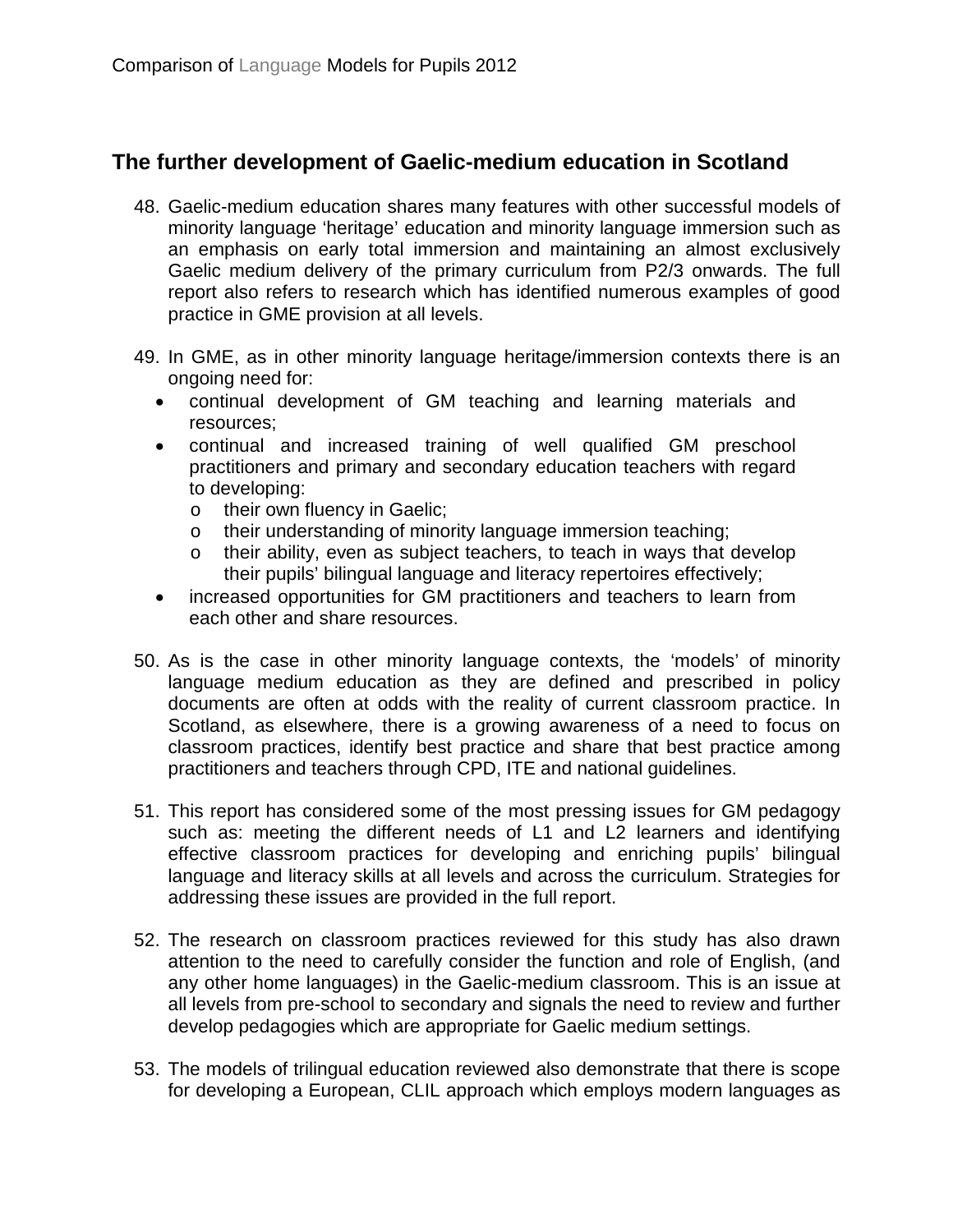## The further development of Gaelic-medium education in Scotland

48. Gaelic-medium education shares many features with other successful models of minority language 'heritage' education and minority language immersion such as an emphasis on early total immersion and maintaining an almost exclusively Gaelic medium delivery of the primary curriculum from P2/3 onwards. The full report also refers to research which has identified numerous examples of good practice in GME provision at all levels.

49. In GME, as in other minority language heritage/immersion contexts there is an ongoing need for:
    - continual development of GM teaching and learning materials and resources;
    - continual and increased training of well qualified GM preschool practitioners and primary and secondary education teachers with regard to developing:
        - their own fluency in Gaelic;
        - their understanding of minority language immersion teaching;
        - their ability, even as subject teachers, to teach in ways that develop their pupils' bilingual language and literacy repertoires effectively;
    - increased opportunities for GM practitioners and teachers to learn from each other and share resources.

50. As is the case in other minority language contexts, the 'models' of minority language medium education as they are defined and prescribed in policy documents are often at odds with the reality of current classroom practice. In Scotland, as elsewhere, there is a growing awareness of a need to focus on classroom practices, identify best practice and share that best practice among practitioners and teachers through CPD, ITE and national guidelines.

51. This report has considered some of the most pressing issues for GM pedagogy such as: meeting the different needs of L1 and L2 learners and identifying effective classroom practices for developing and enriching pupils' bilingual language and literacy skills at all levels and across the curriculum. Strategies for addressing these issues are provided in the full report.

52. The research on classroom practices reviewed for this study has also drawn attention to the need to carefully consider the function and role of English, (and any other home languages) in the Gaelic-medium classroom. This is an issue at all levels from pre-school to secondary and signals the need to review and further develop pedagogies which are appropriate for Gaelic medium settings.

53. The models of trilingual education reviewed also demonstrate that there is scope for developing a European, CLIL approach which employs modern languages as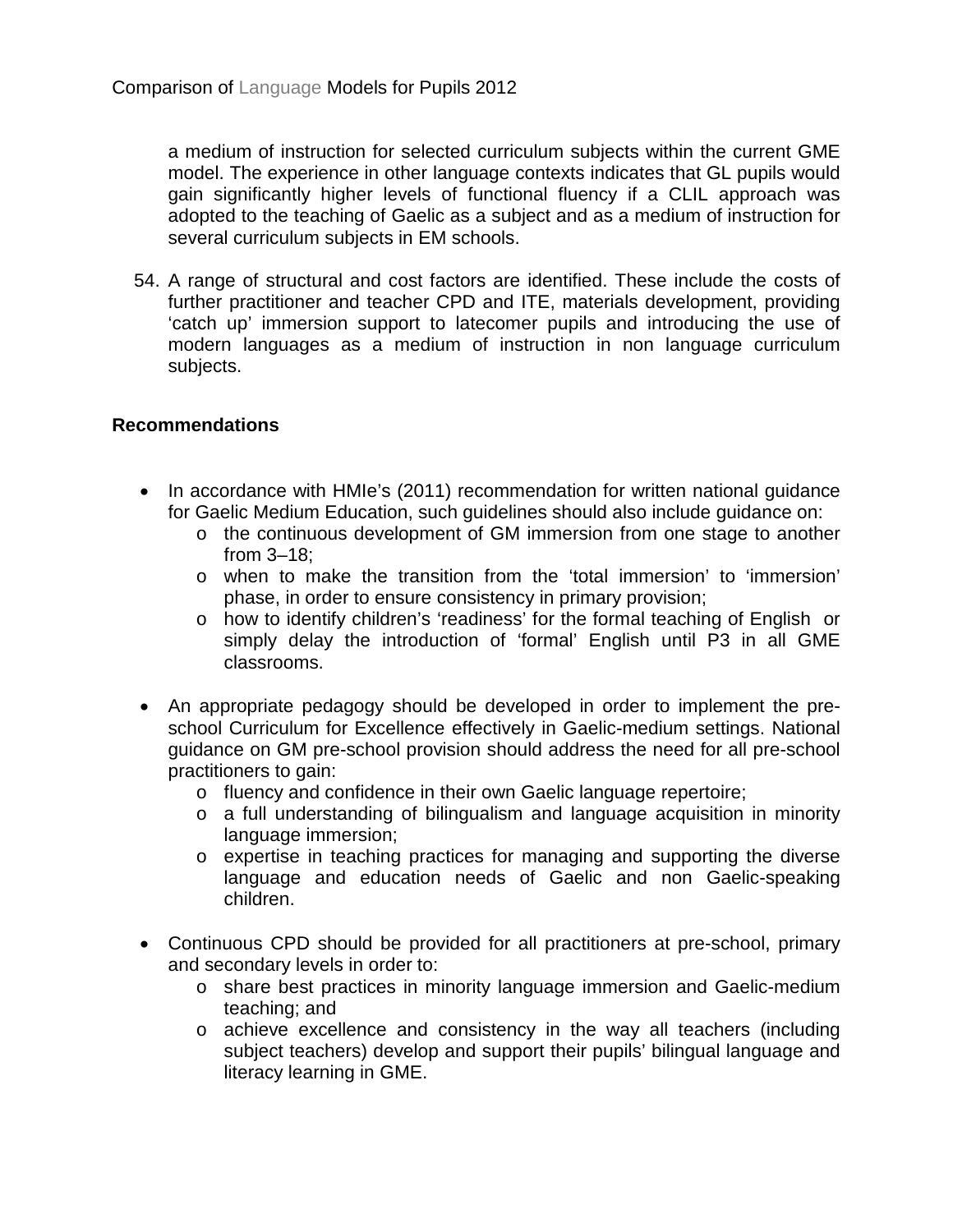a medium of instruction for selected curriculum subjects within the current GME model. The experience in other language contexts indicates that GL pupils would gain significantly higher levels of functional fluency if a CLIL approach was adopted to the teaching of Gaelic as a subject and as a medium of instruction for several curriculum subjects in EM schools.

54. A range of structural and cost factors are identified. These include the costs of further practitioner and teacher CPD and ITE, materials development, providing 'catch up' immersion support to latecomer pupils and introducing the use of modern languages as a medium of instruction in non language curriculum subjects.

## Recommendations

- In accordance with HMIe's (2011) recommendation for written national guidance for Gaelic Medium Education, such guidelines should also include guidance on:
  - the continuous development of GM immersion from one stage to another from 3–18;
  - when to make the transition from the 'total immersion' to 'immersion' phase, in order to ensure consistency in primary provision;
  - how to identify children's 'readiness' for the formal teaching of English or simply delay the introduction of 'formal' English until P3 in all GME classrooms.
- An appropriate pedagogy should be developed in order to implement the pre-school Curriculum for Excellence effectively in Gaelic-medium settings. National guidance on GM pre-school provision should address the need for all pre-school practitioners to gain:
  - fluency and confidence in their own Gaelic language repertoire;
  - a full understanding of bilingualism and language acquisition in minority language immersion;
  - expertise in teaching practices for managing and supporting the diverse language and education needs of Gaelic and non Gaelic-speaking children.
- Continuous CPD should be provided for all practitioners at pre-school, primary and secondary levels in order to:
  - share best practices in minority language immersion and Gaelic-medium teaching; and
  - achieve excellence and consistency in the way all teachers (including subject teachers) develop and support their pupils' bilingual language and literacy learning in GME.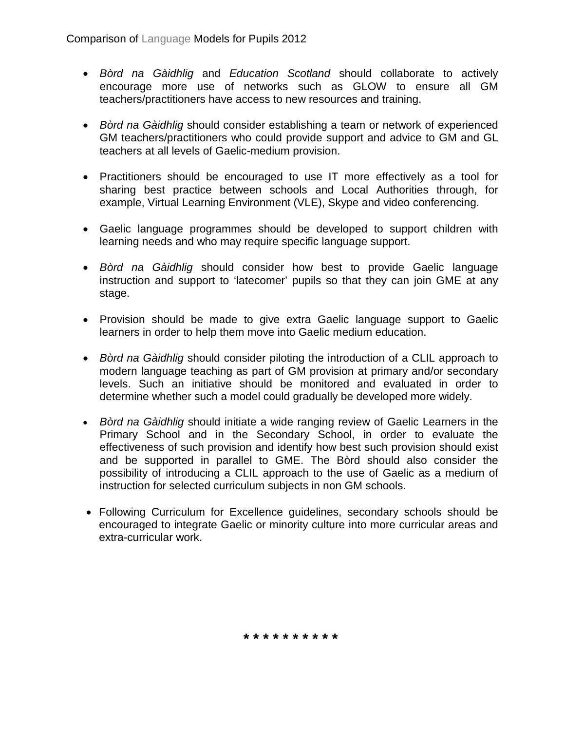- *Bòrd na Gàidhlig* and *Education Scotland* should collaborate to actively encourage more use of networks such as GLOW to ensure all GM teachers/practitioners have access to new resources and training.

- *Bòrd na Gàidhlig* should consider establishing a team or network of experienced GM teachers/practitioners who could provide support and advice to GM and GL teachers at all levels of Gaelic-medium provision.

- Practitioners should be encouraged to use IT more effectively as a tool for sharing best practice between schools and Local Authorities through, for example, Virtual Learning Environment (VLE), Skype and video conferencing.

- Gaelic language programmes should be developed to support children with learning needs and who may require specific language support.

- *Bòrd na Gàidhlig* should consider how best to provide Gaelic language instruction and support to 'latecomer' pupils so that they can join GME at any stage.

- Provision should be made to give extra Gaelic language support to Gaelic learners in order to help them move into Gaelic medium education.

- *Bòrd na Gàidhlig* should consider piloting the introduction of a CLIL approach to modern language teaching as part of GM provision at primary and/or secondary levels. Such an initiative should be monitored and evaluated in order to determine whether such a model could gradually be developed more widely.

- *Bòrd na Gàidhlig* should initiate a wide ranging review of Gaelic Learners in the Primary School and in the Secondary School, in order to evaluate the effectiveness of such provision and identify how best such provision should exist and be supported in parallel to GME. The Bòrd should also consider the possibility of introducing a CLIL approach to the use of Gaelic as a medium of instruction for selected curriculum subjects in non GM schools.

- Following Curriculum for Excellence guidelines, secondary schools should be encouraged to integrate Gaelic or minority culture into more curricular areas and extra-curricular work.

* * * * * * * * * *